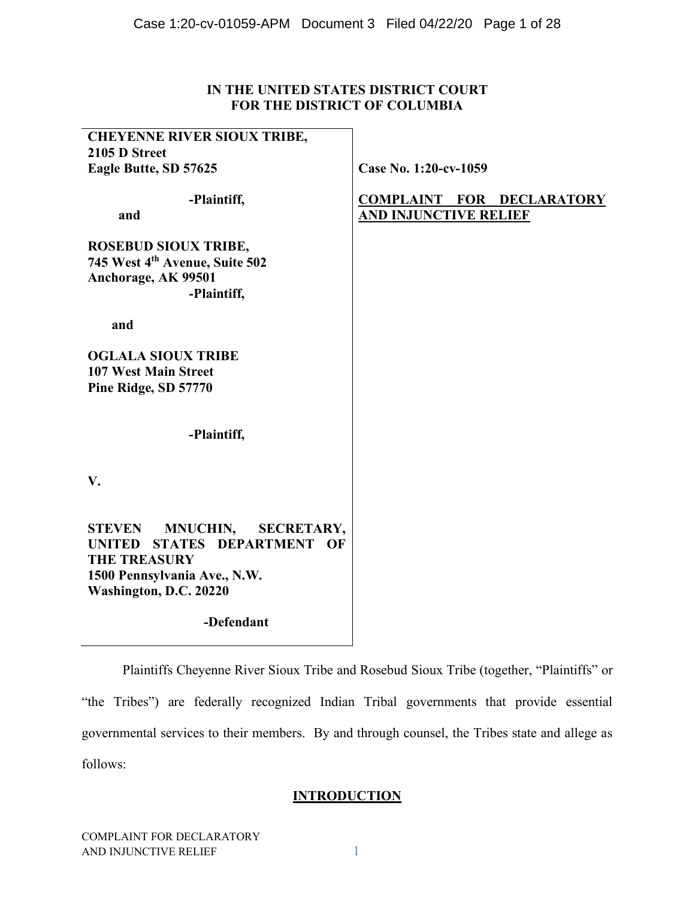**IN THE UNITED STATES DISTRICT COURT**
**FOR THE DISTRICT OF COLUMBIA**

| | |
|---|---|
| **CHEYENNE RIVER SIOUX TRIBE,**<br>**2105 D Street**<br>**Eagle Butte, SD 57625**<br><br>**-Plaintiff,**<br>**and**<br><br>**ROSEBUD SIOUX TRIBE,**<br>**745 West 4th Avenue, Suite 502**<br>**Anchorage, AK 99501**<br>**-Plaintiff,**<br><br>**and**<br><br>**OGLALA SIOUX TRIBE**<br>**107 West Main Street**<br>**Pine Ridge, SD 57770**<br><br>**-Plaintiff,**<br><br>**V.**<br><br>**STEVEN MNUCHIN, SECRETARY, UNITED STATES DEPARTMENT OF THE TREASURY**<br>**1500 Pennsylvania Ave., N.W.**<br>**Washington, D.C. 20220**<br><br>**-Defendant** | **Case No. 1:20-cv-1059**<br><br>**COMPLAINT FOR DECLARATORY AND INJUNCTIVE RELIEF** |

Plaintiffs Cheyenne River Sioux Tribe and Rosebud Sioux Tribe (together, "Plaintiffs" or "the Tribes") are federally recognized Indian Tribal governments that provide essential governmental services to their members. By and through counsel, the Tribes state and allege as follows:

## INTRODUCTION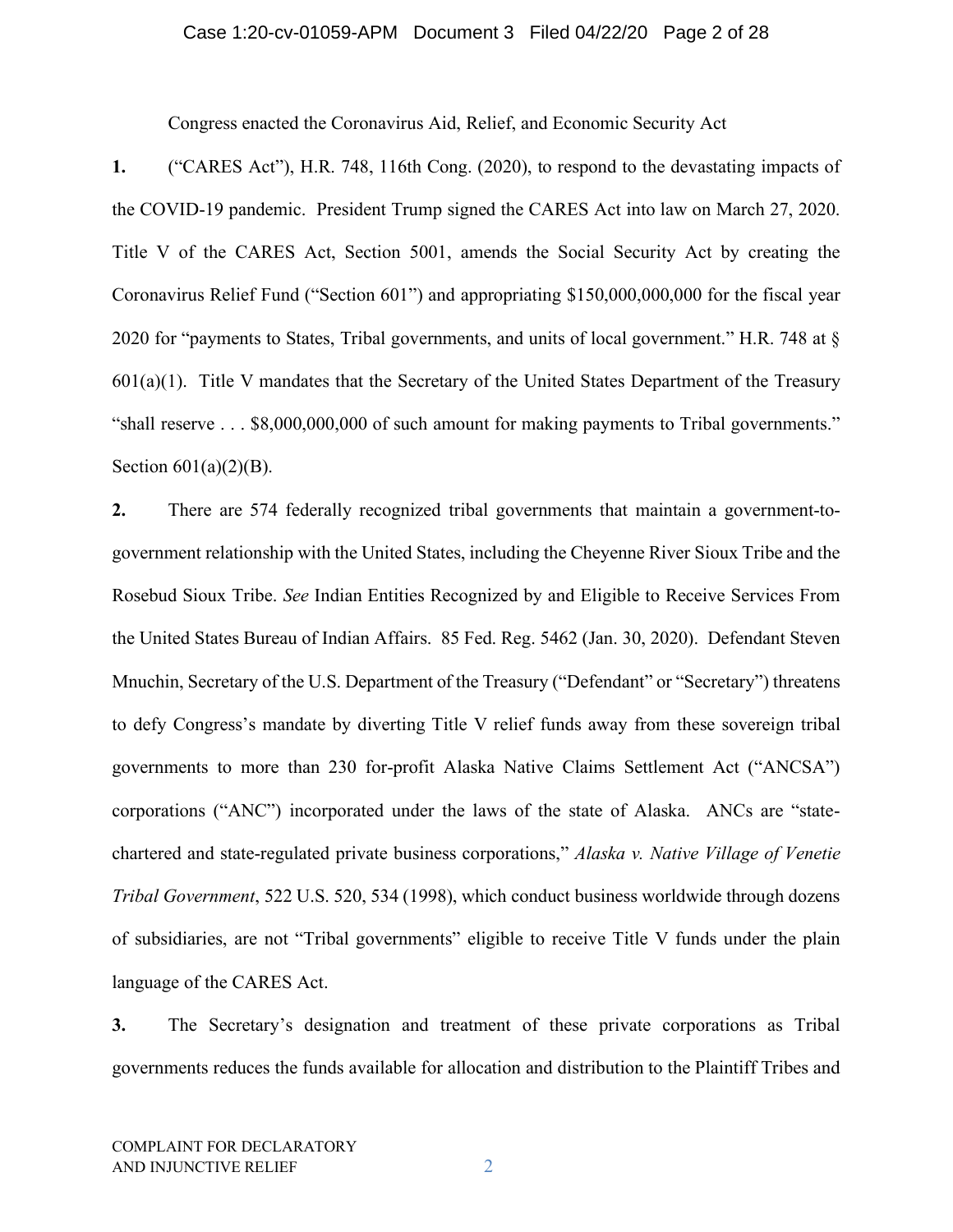Congress enacted the Coronavirus Aid, Relief, and Economic Security Act

**1.** ("CARES Act"), H.R. 748, 116th Cong. (2020), to respond to the devastating impacts of the COVID-19 pandemic. President Trump signed the CARES Act into law on March 27, 2020. Title V of the CARES Act, Section 5001, amends the Social Security Act by creating the Coronavirus Relief Fund ("Section 601") and appropriating $150,000,000,000 for the fiscal year 2020 for "payments to States, Tribal governments, and units of local government." H.R. 748 at § 601(a)(1). Title V mandates that the Secretary of the United States Department of the Treasury "shall reserve . . . $8,000,000,000 of such amount for making payments to Tribal governments." Section 601(a)(2)(B).

**2.** There are 574 federally recognized tribal governments that maintain a government-to-government relationship with the United States, including the Cheyenne River Sioux Tribe and the Rosebud Sioux Tribe. *See* Indian Entities Recognized by and Eligible to Receive Services From the United States Bureau of Indian Affairs. 85 Fed. Reg. 5462 (Jan. 30, 2020). Defendant Steven Mnuchin, Secretary of the U.S. Department of the Treasury ("Defendant" or "Secretary") threatens to defy Congress's mandate by diverting Title V relief funds away from these sovereign tribal governments to more than 230 for-profit Alaska Native Claims Settlement Act ("ANCSA") corporations ("ANC") incorporated under the laws of the state of Alaska. ANCs are "state-chartered and state-regulated private business corporations," *Alaska v. Native Village of Venetie Tribal Government*, 522 U.S. 520, 534 (1998), which conduct business worldwide through dozens of subsidiaries, are not "Tribal governments" eligible to receive Title V funds under the plain language of the CARES Act.

**3.** The Secretary's designation and treatment of these private corporations as Tribal governments reduces the funds available for allocation and distribution to the Plaintiff Tribes and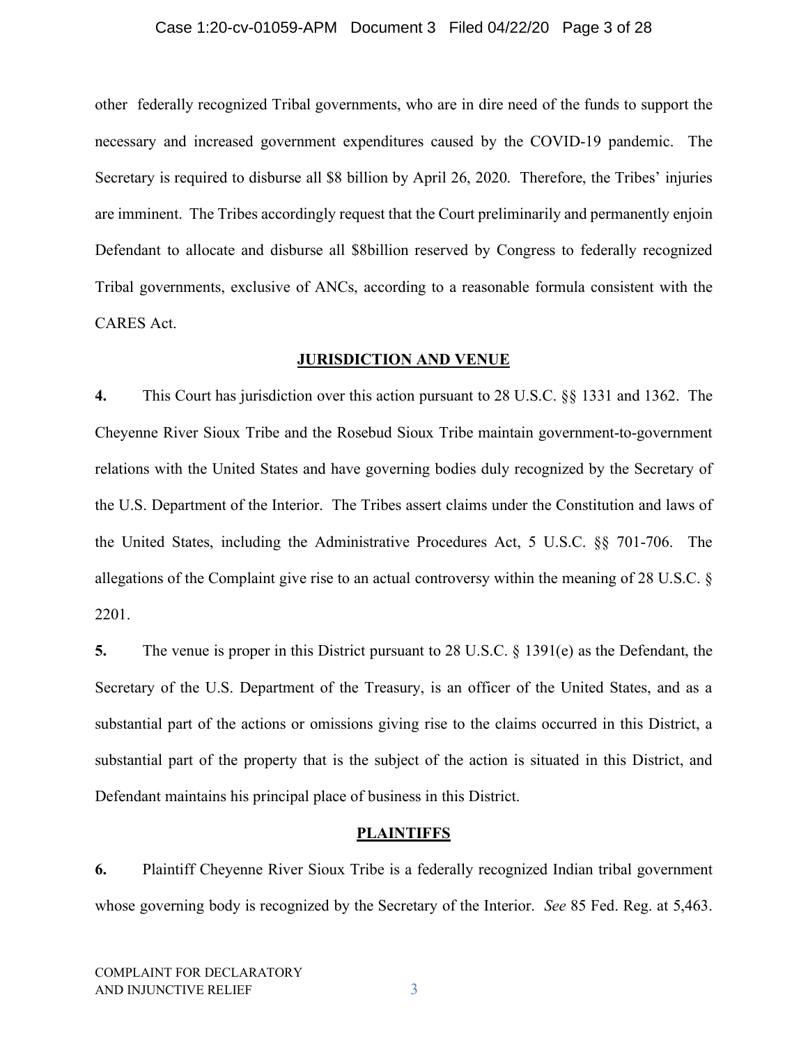other federally recognized Tribal governments, who are in dire need of the funds to support the necessary and increased government expenditures caused by the COVID-19 pandemic. The Secretary is required to disburse all $8 billion by April 26, 2020. Therefore, the Tribes' injuries are imminent. The Tribes accordingly request that the Court preliminarily and permanently enjoin Defendant to allocate and disburse all $8billion reserved by Congress to federally recognized Tribal governments, exclusive of ANCs, according to a reasonable formula consistent with the CARES Act.

## JURISDICTION AND VENUE

**4.** This Court has jurisdiction over this action pursuant to 28 U.S.C. §§ 1331 and 1362. The Cheyenne River Sioux Tribe and the Rosebud Sioux Tribe maintain government-to-government relations with the United States and have governing bodies duly recognized by the Secretary of the U.S. Department of the Interior. The Tribes assert claims under the Constitution and laws of the United States, including the Administrative Procedures Act, 5 U.S.C. §§ 701-706. The allegations of the Complaint give rise to an actual controversy within the meaning of 28 U.S.C. § 2201.

**5.** The venue is proper in this District pursuant to 28 U.S.C. § 1391(e) as the Defendant, the Secretary of the U.S. Department of the Treasury, is an officer of the United States, and as a substantial part of the actions or omissions giving rise to the claims occurred in this District, a substantial part of the property that is the subject of the action is situated in this District, and Defendant maintains his principal place of business in this District.

## PLAINTIFFS

**6.** Plaintiff Cheyenne River Sioux Tribe is a federally recognized Indian tribal government whose governing body is recognized by the Secretary of the Interior. *See* 85 Fed. Reg. at 5,463.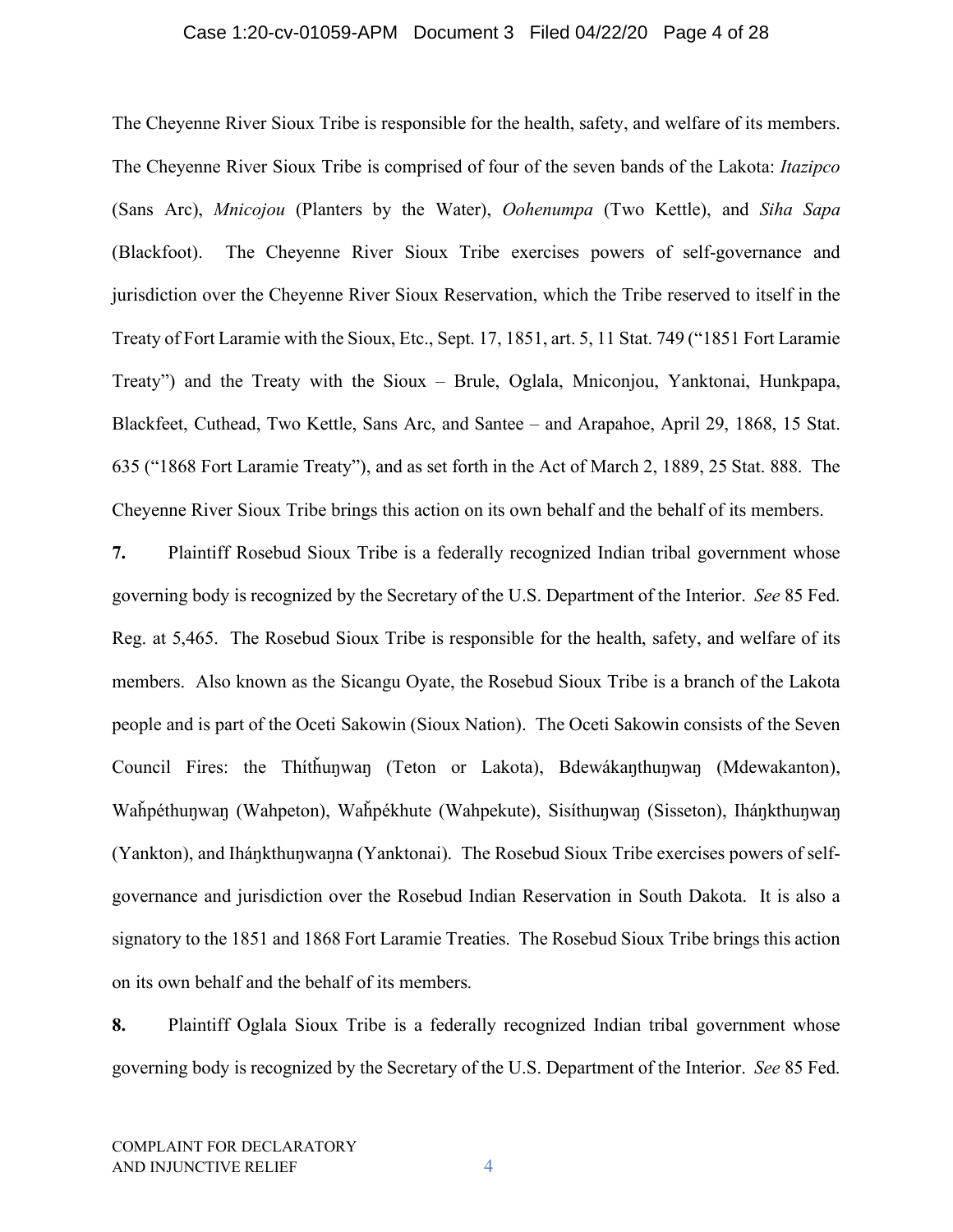The Cheyenne River Sioux Tribe is responsible for the health, safety, and welfare of its members. The Cheyenne River Sioux Tribe is comprised of four of the seven bands of the Lakota: *Itazipco* (Sans Arc), *Mnicojou* (Planters by the Water), *Oohenumpa* (Two Kettle), and *Siha Sapa* (Blackfoot). The Cheyenne River Sioux Tribe exercises powers of self-governance and jurisdiction over the Cheyenne River Sioux Reservation, which the Tribe reserved to itself in the Treaty of Fort Laramie with the Sioux, Etc., Sept. 17, 1851, art. 5, 11 Stat. 749 ("1851 Fort Laramie Treaty") and the Treaty with the Sioux – Brule, Oglala, Mniconjou, Yanktonai, Hunkpapa, Blackfeet, Cuthead, Two Kettle, Sans Arc, and Santee – and Arapahoe, April 29, 1868, 15 Stat. 635 ("1868 Fort Laramie Treaty"), and as set forth in the Act of March 2, 1889, 25 Stat. 888. The Cheyenne River Sioux Tribe brings this action on its own behalf and the behalf of its members.

**7.** Plaintiff Rosebud Sioux Tribe is a federally recognized Indian tribal government whose governing body is recognized by the Secretary of the U.S. Department of the Interior. *See* 85 Fed. Reg. at 5,465. The Rosebud Sioux Tribe is responsible for the health, safety, and welfare of its members. Also known as the Sicangu Oyate, the Rosebud Sioux Tribe is a branch of the Lakota people and is part of the Oceti Sakowin (Sioux Nation). The Oceti Sakowin consists of the Seven Council Fires: the Thíthuŋwaŋ (Teton or Lakota), Bdewákaŋthuŋwaŋ (Mdewakanton), Waȟpéthuŋwaŋ (Wahpeton), Waȟpékhute (Wahpekute), Sisíthuŋwaŋ (Sisseton), Iháŋkthuŋwaŋ (Yankton), and Iháŋkthuŋwaŋna (Yanktonai). The Rosebud Sioux Tribe exercises powers of self-governance and jurisdiction over the Rosebud Indian Reservation in South Dakota. It is also a signatory to the 1851 and 1868 Fort Laramie Treaties. The Rosebud Sioux Tribe brings this action on its own behalf and the behalf of its members.

**8.** Plaintiff Oglala Sioux Tribe is a federally recognized Indian tribal government whose governing body is recognized by the Secretary of the U.S. Department of the Interior. *See* 85 Fed.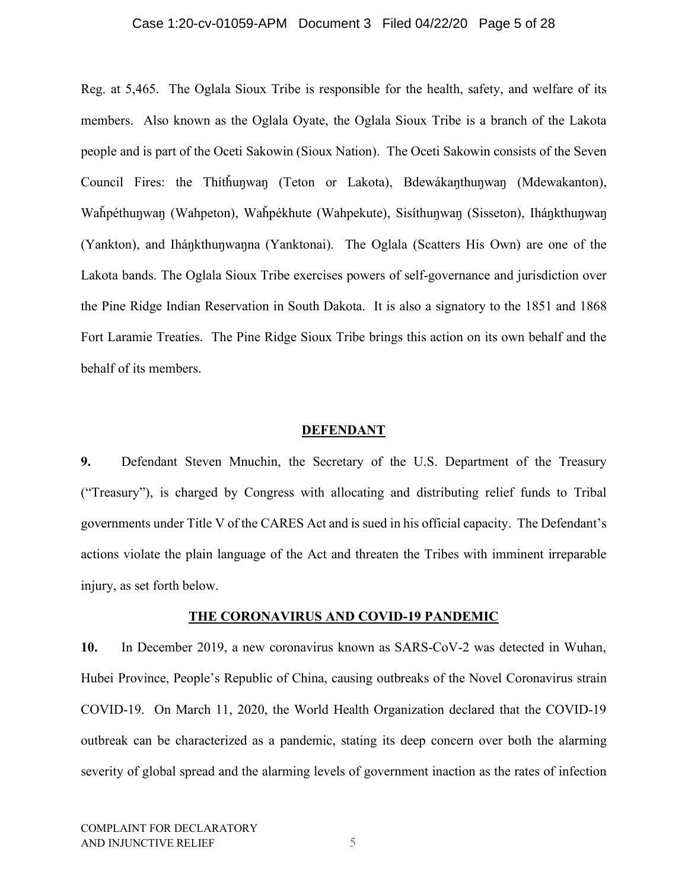Reg. at 5,465. The Oglala Sioux Tribe is responsible for the health, safety, and welfare of its members. Also known as the Oglala Oyate, the Oglala Sioux Tribe is a branch of the Lakota people and is part of the Oceti Sakowin (Sioux Nation). The Oceti Sakowin consists of the Seven Council Fires: the Thítȟuŋwaŋ (Teton or Lakota), Bdewákaŋthuŋwaŋ (Mdewakanton), Waȟpéthuŋwaŋ (Wahpeton), Waȟpékhute (Wahpekute), Sisíthuŋwaŋ (Sisseton), Iháŋkthuŋwaŋ (Yankton), and Iháŋkthuŋwaŋna (Yanktonai). The Oglala (Scatters His Own) are one of the Lakota bands. The Oglala Sioux Tribe exercises powers of self-governance and jurisdiction over the Pine Ridge Indian Reservation in South Dakota. It is also a signatory to the 1851 and 1868 Fort Laramie Treaties. The Pine Ridge Sioux Tribe brings this action on its own behalf and the behalf of its members.

## DEFENDANT

**9.** Defendant Steven Mnuchin, the Secretary of the U.S. Department of the Treasury ("Treasury"), is charged by Congress with allocating and distributing relief funds to Tribal governments under Title V of the CARES Act and is sued in his official capacity. The Defendant's actions violate the plain language of the Act and threaten the Tribes with imminent irreparable injury, as set forth below.

## THE CORONAVIRUS AND COVID-19 PANDEMIC

**10.** In December 2019, a new coronavirus known as SARS-CoV-2 was detected in Wuhan, Hubei Province, People's Republic of China, causing outbreaks of the Novel Coronavirus strain COVID-19. On March 11, 2020, the World Health Organization declared that the COVID-19 outbreak can be characterized as a pandemic, stating its deep concern over both the alarming severity of global spread and the alarming levels of government inaction as the rates of infection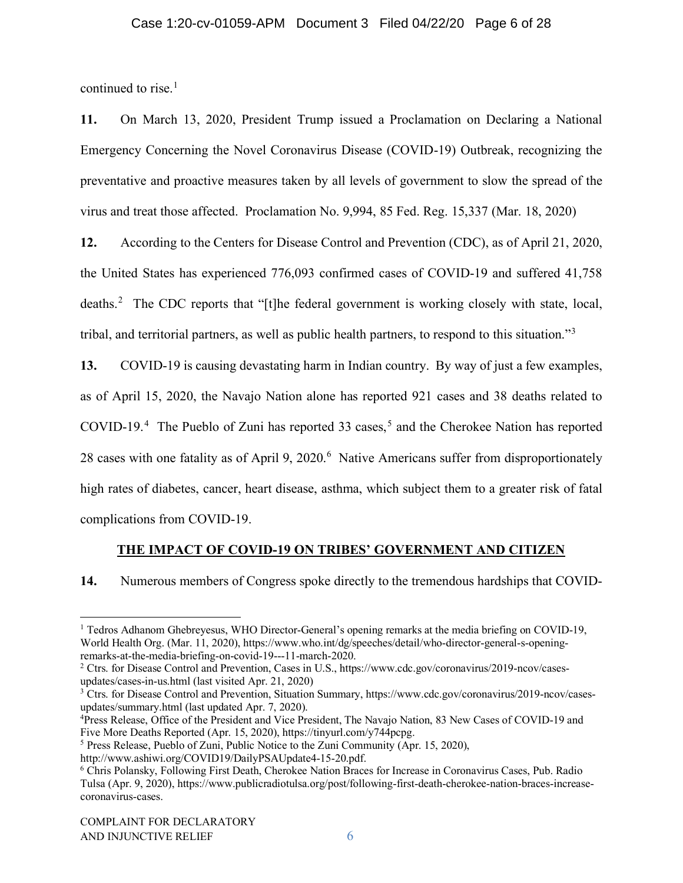continued to rise.[1]

**11.** On March 13, 2020, President Trump issued a Proclamation on Declaring a National Emergency Concerning the Novel Coronavirus Disease (COVID-19) Outbreak, recognizing the preventative and proactive measures taken by all levels of government to slow the spread of the virus and treat those affected. Proclamation No. 9,994, 85 Fed. Reg. 15,337 (Mar. 18, 2020)

**12.** According to the Centers for Disease Control and Prevention (CDC), as of April 21, 2020, the United States has experienced 776,093 confirmed cases of COVID-19 and suffered 41,758 deaths.[2] The CDC reports that "[t]he federal government is working closely with state, local, tribal, and territorial partners, as well as public health partners, to respond to this situation."[3]

**13.** COVID-19 is causing devastating harm in Indian country. By way of just a few examples, as of April 15, 2020, the Navajo Nation alone has reported 921 cases and 38 deaths related to COVID-19.[4] The Pueblo of Zuni has reported 33 cases,[5] and the Cherokee Nation has reported 28 cases with one fatality as of April 9, 2020.[6] Native Americans suffer from disproportionately high rates of diabetes, cancer, heart disease, asthma, which subject them to a greater risk of fatal complications from COVID-19.

## THE IMPACT OF COVID-19 ON TRIBES' GOVERNMENT AND CITIZEN

**14.** Numerous members of Congress spoke directly to the tremendous hardships that COVID-

---

[1] Tedros Adhanom Ghebreyesus, WHO Director-General's opening remarks at the media briefing on COVID-19, World Health Org. (Mar. 11, 2020), https://www.who.int/dg/speeches/detail/who-director-general-s-opening-remarks-at-the-media-briefing-on-covid-19---11-march-2020.

[2] Ctrs. for Disease Control and Prevention, Cases in U.S., https://www.cdc.gov/coronavirus/2019-ncov/cases-updates/cases-in-us.html (last visited Apr. 21, 2020)

[3] Ctrs. for Disease Control and Prevention, Situation Summary, https://www.cdc.gov/coronavirus/2019-ncov/cases-updates/summary.html (last updated Apr. 7, 2020).

[4] Press Release, Office of the President and Vice President, The Navajo Nation, 83 New Cases of COVID-19 and Five More Deaths Reported (Apr. 15, 2020), https://tinyurl.com/y744pcpg.

[5] Press Release, Pueblo of Zuni, Public Notice to the Zuni Community (Apr. 15, 2020), http://www.ashiwi.org/COVID19/DailyPSAUpdate4-15-20.pdf.

[6] Chris Polansky, Following First Death, Cherokee Nation Braces for Increase in Coronavirus Cases, Pub. Radio Tulsa (Apr. 9, 2020), https://www.publicradiotulsa.org/post/following-first-death-cherokee-nation-braces-increase-coronavirus-cases.

COMPLAINT FOR DECLARATORY AND INJUNCTIVE RELIEF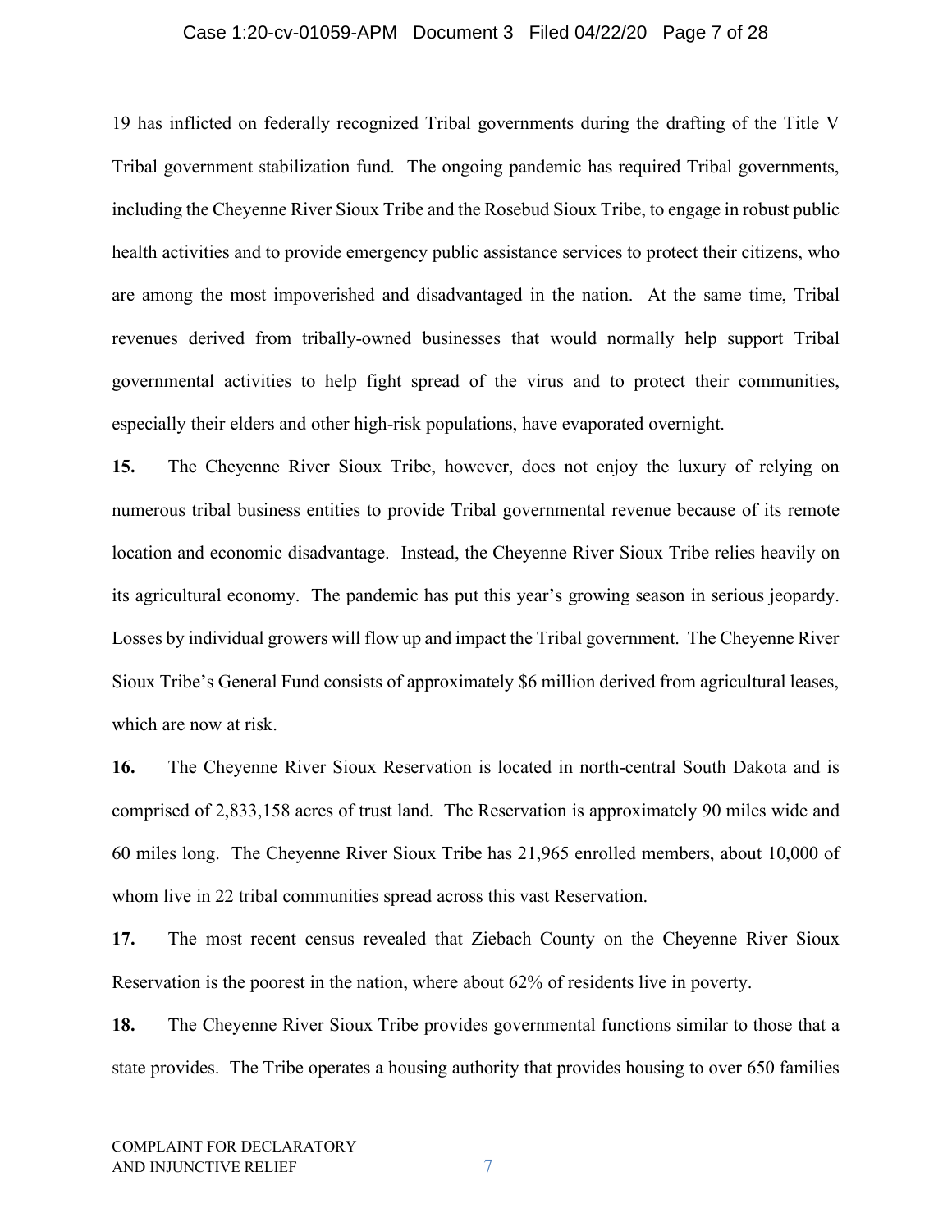19 has inflicted on federally recognized Tribal governments during the drafting of the Title V Tribal government stabilization fund. The ongoing pandemic has required Tribal governments, including the Cheyenne River Sioux Tribe and the Rosebud Sioux Tribe, to engage in robust public health activities and to provide emergency public assistance services to protect their citizens, who are among the most impoverished and disadvantaged in the nation. At the same time, Tribal revenues derived from tribally-owned businesses that would normally help support Tribal governmental activities to help fight spread of the virus and to protect their communities, especially their elders and other high-risk populations, have evaporated overnight.

**15.** The Cheyenne River Sioux Tribe, however, does not enjoy the luxury of relying on numerous tribal business entities to provide Tribal governmental revenue because of its remote location and economic disadvantage. Instead, the Cheyenne River Sioux Tribe relies heavily on its agricultural economy. The pandemic has put this year's growing season in serious jeopardy. Losses by individual growers will flow up and impact the Tribal government. The Cheyenne River Sioux Tribe's General Fund consists of approximately $6 million derived from agricultural leases, which are now at risk.

**16.** The Cheyenne River Sioux Reservation is located in north-central South Dakota and is comprised of 2,833,158 acres of trust land. The Reservation is approximately 90 miles wide and 60 miles long. The Cheyenne River Sioux Tribe has 21,965 enrolled members, about 10,000 of whom live in 22 tribal communities spread across this vast Reservation.

**17.** The most recent census revealed that Ziebach County on the Cheyenne River Sioux Reservation is the poorest in the nation, where about 62% of residents live in poverty.

**18.** The Cheyenne River Sioux Tribe provides governmental functions similar to those that a state provides. The Tribe operates a housing authority that provides housing to over 650 families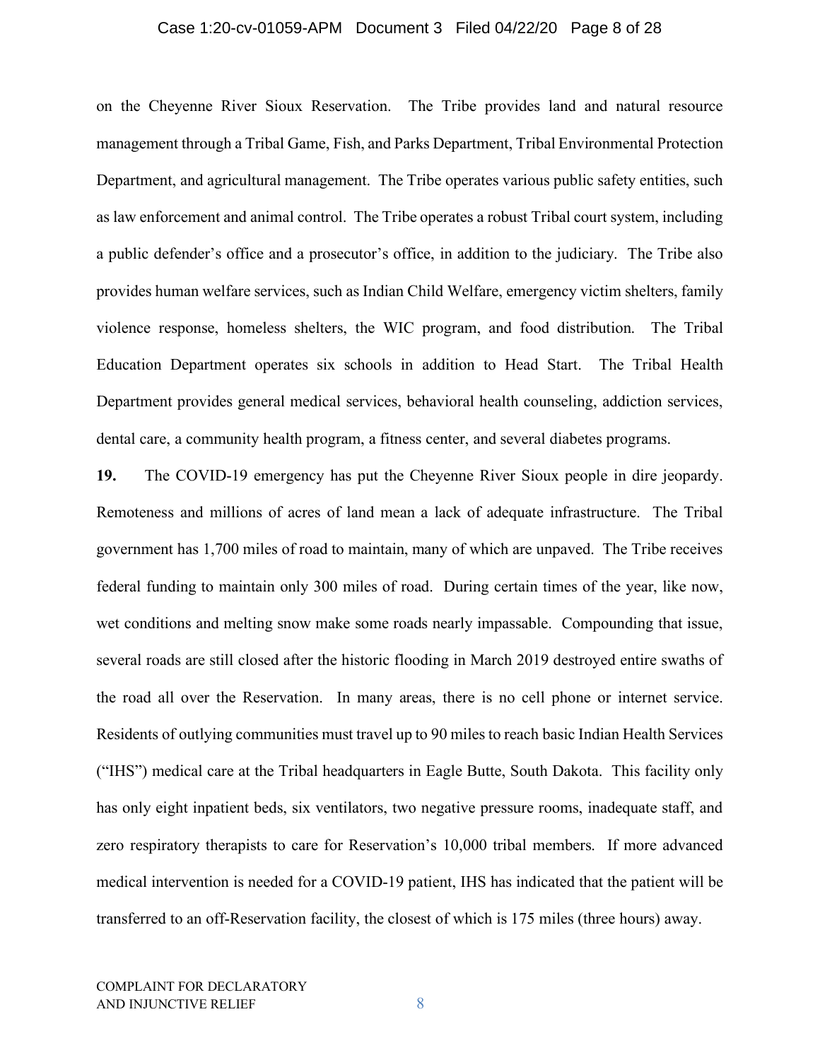on the Cheyenne River Sioux Reservation. The Tribe provides land and natural resource management through a Tribal Game, Fish, and Parks Department, Tribal Environmental Protection Department, and agricultural management. The Tribe operates various public safety entities, such as law enforcement and animal control. The Tribe operates a robust Tribal court system, including a public defender's office and a prosecutor's office, in addition to the judiciary. The Tribe also provides human welfare services, such as Indian Child Welfare, emergency victim shelters, family violence response, homeless shelters, the WIC program, and food distribution. The Tribal Education Department operates six schools in addition to Head Start. The Tribal Health Department provides general medical services, behavioral health counseling, addiction services, dental care, a community health program, a fitness center, and several diabetes programs.

**19.** The COVID-19 emergency has put the Cheyenne River Sioux people in dire jeopardy. Remoteness and millions of acres of land mean a lack of adequate infrastructure. The Tribal government has 1,700 miles of road to maintain, many of which are unpaved. The Tribe receives federal funding to maintain only 300 miles of road. During certain times of the year, like now, wet conditions and melting snow make some roads nearly impassable. Compounding that issue, several roads are still closed after the historic flooding in March 2019 destroyed entire swaths of the road all over the Reservation. In many areas, there is no cell phone or internet service. Residents of outlying communities must travel up to 90 miles to reach basic Indian Health Services ("IHS") medical care at the Tribal headquarters in Eagle Butte, South Dakota. This facility only has only eight inpatient beds, six ventilators, two negative pressure rooms, inadequate staff, and zero respiratory therapists to care for Reservation's 10,000 tribal members. If more advanced medical intervention is needed for a COVID-19 patient, IHS has indicated that the patient will be transferred to an off-Reservation facility, the closest of which is 175 miles (three hours) away.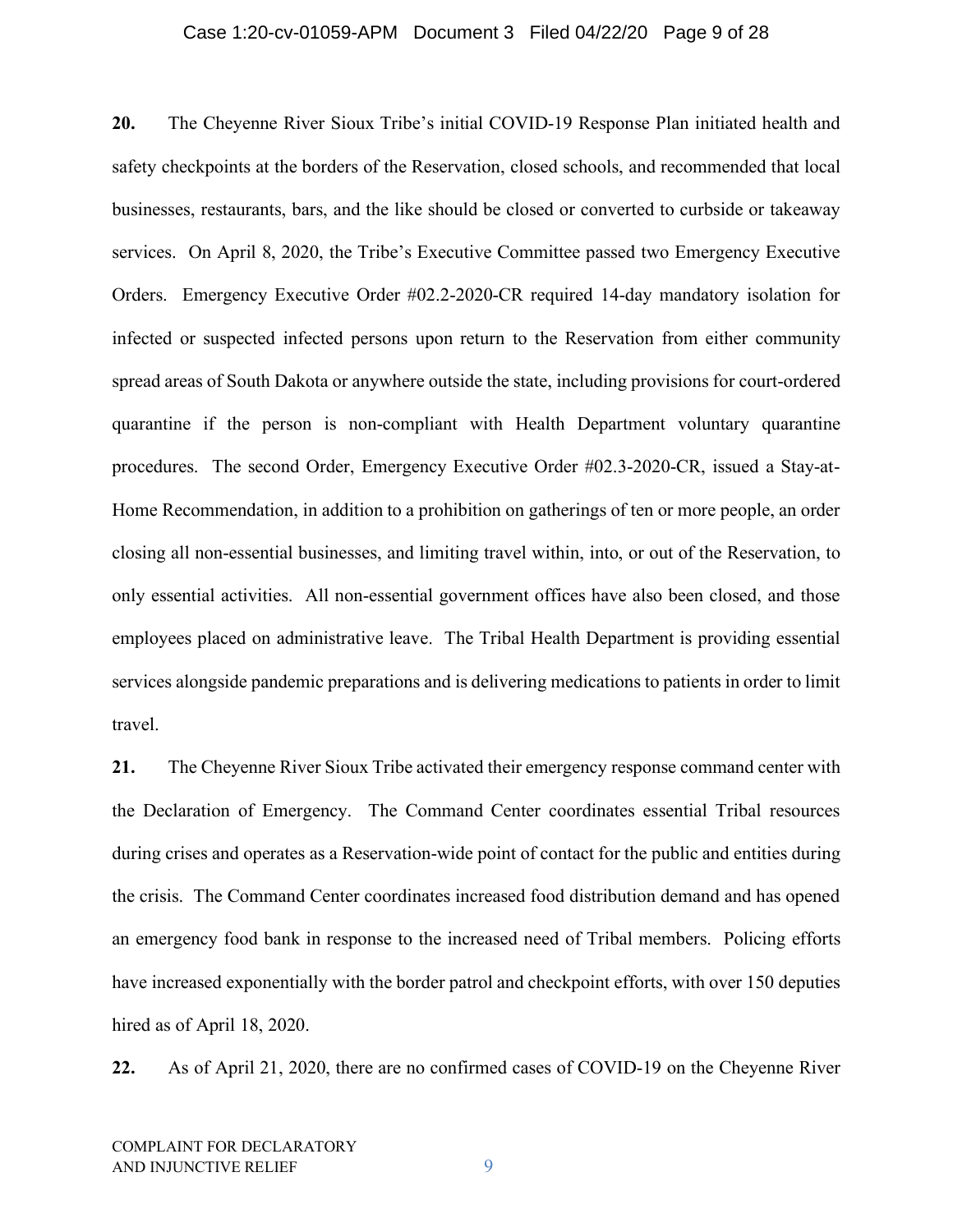**20.** The Cheyenne River Sioux Tribe's initial COVID-19 Response Plan initiated health and safety checkpoints at the borders of the Reservation, closed schools, and recommended that local businesses, restaurants, bars, and the like should be closed or converted to curbside or takeaway services. On April 8, 2020, the Tribe's Executive Committee passed two Emergency Executive Orders. Emergency Executive Order #02.2-2020-CR required 14-day mandatory isolation for infected or suspected infected persons upon return to the Reservation from either community spread areas of South Dakota or anywhere outside the state, including provisions for court-ordered quarantine if the person is non-compliant with Health Department voluntary quarantine procedures. The second Order, Emergency Executive Order #02.3-2020-CR, issued a Stay-at-Home Recommendation, in addition to a prohibition on gatherings of ten or more people, an order closing all non-essential businesses, and limiting travel within, into, or out of the Reservation, to only essential activities. All non-essential government offices have also been closed, and those employees placed on administrative leave. The Tribal Health Department is providing essential services alongside pandemic preparations and is delivering medications to patients in order to limit travel.

**21.** The Cheyenne River Sioux Tribe activated their emergency response command center with the Declaration of Emergency. The Command Center coordinates essential Tribal resources during crises and operates as a Reservation-wide point of contact for the public and entities during the crisis. The Command Center coordinates increased food distribution demand and has opened an emergency food bank in response to the increased need of Tribal members. Policing efforts have increased exponentially with the border patrol and checkpoint efforts, with over 150 deputies hired as of April 18, 2020.

**22.** As of April 21, 2020, there are no confirmed cases of COVID-19 on the Cheyenne River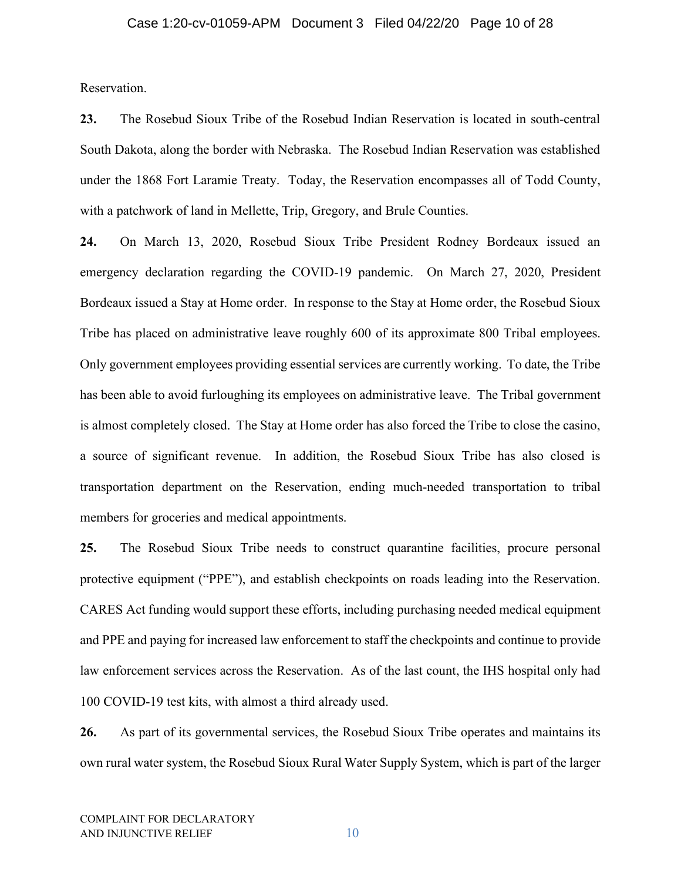Reservation.

**23.** The Rosebud Sioux Tribe of the Rosebud Indian Reservation is located in south-central South Dakota, along the border with Nebraska. The Rosebud Indian Reservation was established under the 1868 Fort Laramie Treaty. Today, the Reservation encompasses all of Todd County, with a patchwork of land in Mellette, Trip, Gregory, and Brule Counties.

**24.** On March 13, 2020, Rosebud Sioux Tribe President Rodney Bordeaux issued an emergency declaration regarding the COVID-19 pandemic. On March 27, 2020, President Bordeaux issued a Stay at Home order. In response to the Stay at Home order, the Rosebud Sioux Tribe has placed on administrative leave roughly 600 of its approximate 800 Tribal employees. Only government employees providing essential services are currently working. To date, the Tribe has been able to avoid furloughing its employees on administrative leave. The Tribal government is almost completely closed. The Stay at Home order has also forced the Tribe to close the casino, a source of significant revenue. In addition, the Rosebud Sioux Tribe has also closed is transportation department on the Reservation, ending much-needed transportation to tribal members for groceries and medical appointments.

**25.** The Rosebud Sioux Tribe needs to construct quarantine facilities, procure personal protective equipment ("PPE"), and establish checkpoints on roads leading into the Reservation. CARES Act funding would support these efforts, including purchasing needed medical equipment and PPE and paying for increased law enforcement to staff the checkpoints and continue to provide law enforcement services across the Reservation. As of the last count, the IHS hospital only had 100 COVID-19 test kits, with almost a third already used.

**26.** As part of its governmental services, the Rosebud Sioux Tribe operates and maintains its own rural water system, the Rosebud Sioux Rural Water Supply System, which is part of the larger

COMPLAINT FOR DECLARATORY AND INJUNCTIVE RELIEF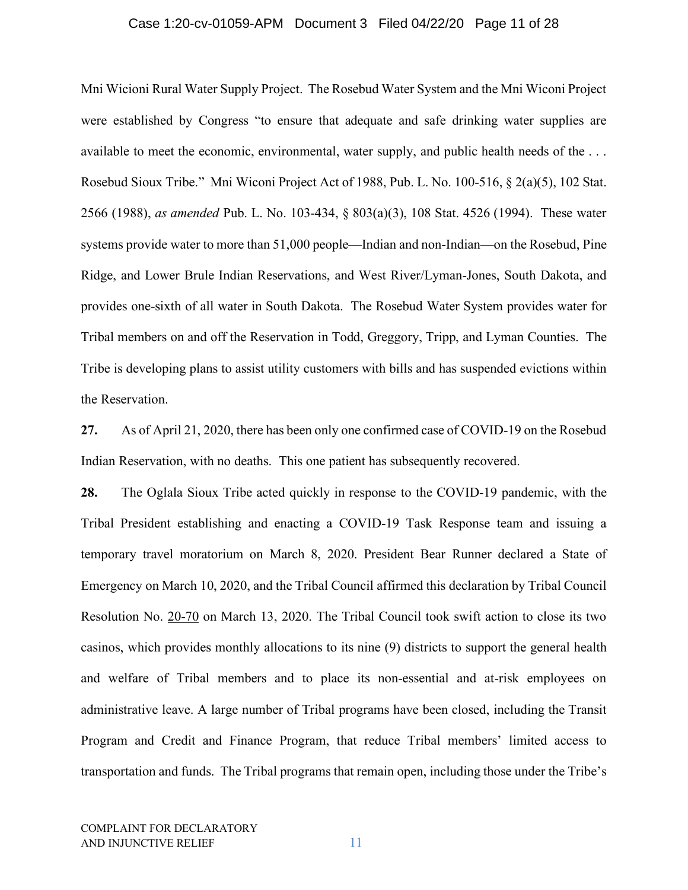Mni Wicioni Rural Water Supply Project. The Rosebud Water System and the Mni Wiconi Project were established by Congress "to ensure that adequate and safe drinking water supplies are available to meet the economic, environmental, water supply, and public health needs of the . . . Rosebud Sioux Tribe." Mni Wiconi Project Act of 1988, Pub. L. No. 100-516, § 2(a)(5), 102 Stat. 2566 (1988), *as amended* Pub. L. No. 103-434, § 803(a)(3), 108 Stat. 4526 (1994). These water systems provide water to more than 51,000 people—Indian and non-Indian—on the Rosebud, Pine Ridge, and Lower Brule Indian Reservations, and West River/Lyman-Jones, South Dakota, and provides one-sixth of all water in South Dakota. The Rosebud Water System provides water for Tribal members on and off the Reservation in Todd, Greggory, Tripp, and Lyman Counties. The Tribe is developing plans to assist utility customers with bills and has suspended evictions within the Reservation.

**27.** As of April 21, 2020, there has been only one confirmed case of COVID-19 on the Rosebud Indian Reservation, with no deaths. This one patient has subsequently recovered.

**28.** The Oglala Sioux Tribe acted quickly in response to the COVID-19 pandemic, with the Tribal President establishing and enacting a COVID-19 Task Response team and issuing a temporary travel moratorium on March 8, 2020. President Bear Runner declared a State of Emergency on March 10, 2020, and the Tribal Council affirmed this declaration by Tribal Council Resolution No. 20-70 on March 13, 2020. The Tribal Council took swift action to close its two casinos, which provides monthly allocations to its nine (9) districts to support the general health and welfare of Tribal members and to place its non-essential and at-risk employees on administrative leave. A large number of Tribal programs have been closed, including the Transit Program and Credit and Finance Program, that reduce Tribal members' limited access to transportation and funds. The Tribal programs that remain open, including those under the Tribe's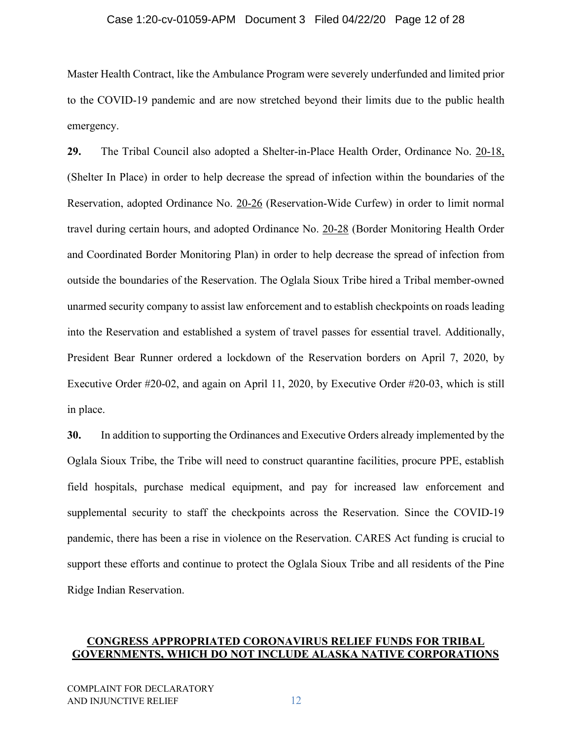Master Health Contract, like the Ambulance Program were severely underfunded and limited prior to the COVID-19 pandemic and are now stretched beyond their limits due to the public health emergency.

**29.** The Tribal Council also adopted a Shelter-in-Place Health Order, Ordinance No. 20-18, (Shelter In Place) in order to help decrease the spread of infection within the boundaries of the Reservation, adopted Ordinance No. 20-26 (Reservation-Wide Curfew) in order to limit normal travel during certain hours, and adopted Ordinance No. 20-28 (Border Monitoring Health Order and Coordinated Border Monitoring Plan) in order to help decrease the spread of infection from outside the boundaries of the Reservation. The Oglala Sioux Tribe hired a Tribal member-owned unarmed security company to assist law enforcement and to establish checkpoints on roads leading into the Reservation and established a system of travel passes for essential travel. Additionally, President Bear Runner ordered a lockdown of the Reservation borders on April 7, 2020, by Executive Order #20-02, and again on April 11, 2020, by Executive Order #20-03, which is still in place.

**30.** In addition to supporting the Ordinances and Executive Orders already implemented by the Oglala Sioux Tribe, the Tribe will need to construct quarantine facilities, procure PPE, establish field hospitals, purchase medical equipment, and pay for increased law enforcement and supplemental security to staff the checkpoints across the Reservation. Since the COVID-19 pandemic, there has been a rise in violence on the Reservation. CARES Act funding is crucial to support these efforts and continue to protect the Oglala Sioux Tribe and all residents of the Pine Ridge Indian Reservation.

## CONGRESS APPROPRIATED CORONAVIRUS RELIEF FUNDS FOR TRIBAL GOVERNMENTS, WHICH DO NOT INCLUDE ALASKA NATIVE CORPORATIONS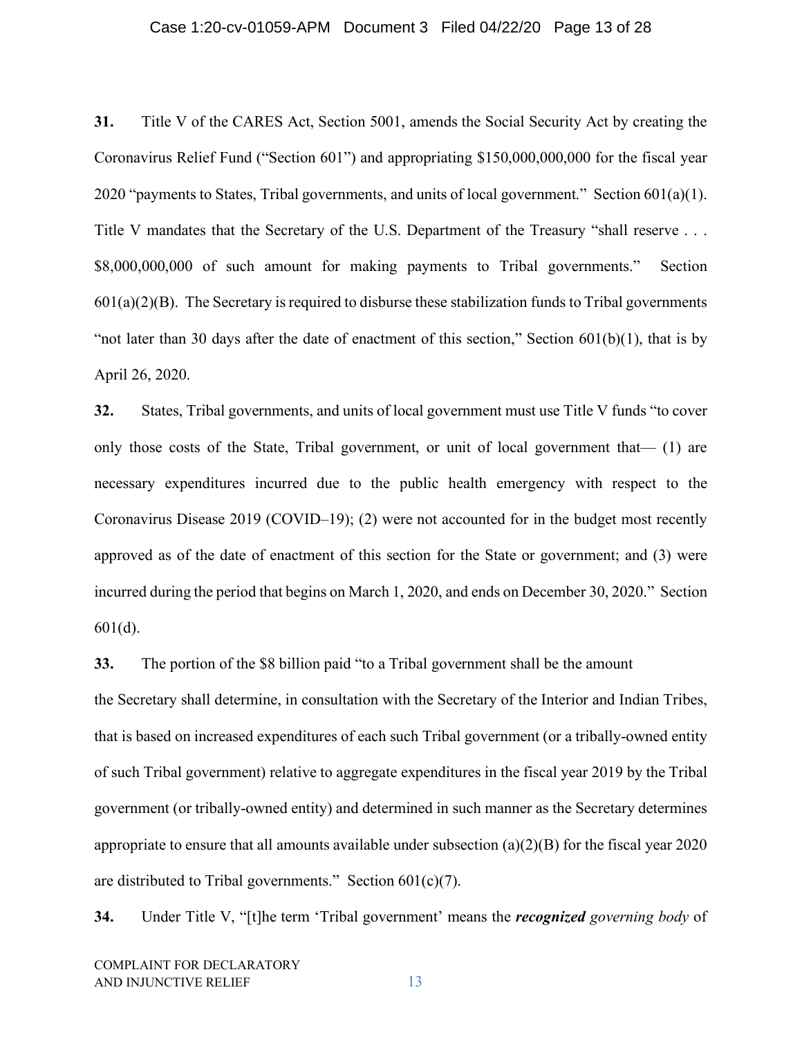**31.** Title V of the CARES Act, Section 5001, amends the Social Security Act by creating the Coronavirus Relief Fund ("Section 601") and appropriating $150,000,000,000 for the fiscal year 2020 "payments to States, Tribal governments, and units of local government." Section 601(a)(1). Title V mandates that the Secretary of the U.S. Department of the Treasury "shall reserve . . . $8,000,000,000 of such amount for making payments to Tribal governments." Section 601(a)(2)(B). The Secretary is required to disburse these stabilization funds to Tribal governments "not later than 30 days after the date of enactment of this section," Section 601(b)(1), that is by April 26, 2020.

**32.** States, Tribal governments, and units of local government must use Title V funds "to cover only those costs of the State, Tribal government, or unit of local government that— (1) are necessary expenditures incurred due to the public health emergency with respect to the Coronavirus Disease 2019 (COVID–19); (2) were not accounted for in the budget most recently approved as of the date of enactment of this section for the State or government; and (3) were incurred during the period that begins on March 1, 2020, and ends on December 30, 2020." Section 601(d).

**33.** The portion of the $8 billion paid "to a Tribal government shall be the amount the Secretary shall determine, in consultation with the Secretary of the Interior and Indian Tribes, that is based on increased expenditures of each such Tribal government (or a tribally-owned entity of such Tribal government) relative to aggregate expenditures in the fiscal year 2019 by the Tribal government (or tribally-owned entity) and determined in such manner as the Secretary determines appropriate to ensure that all amounts available under subsection (a)(2)(B) for the fiscal year 2020 are distributed to Tribal governments." Section 601(c)(7).

**34.** Under Title V, "[t]he term 'Tribal government' means the ***recognized*** *governing body* of

COMPLAINT FOR DECLARATORY AND INJUNCTIVE RELIEF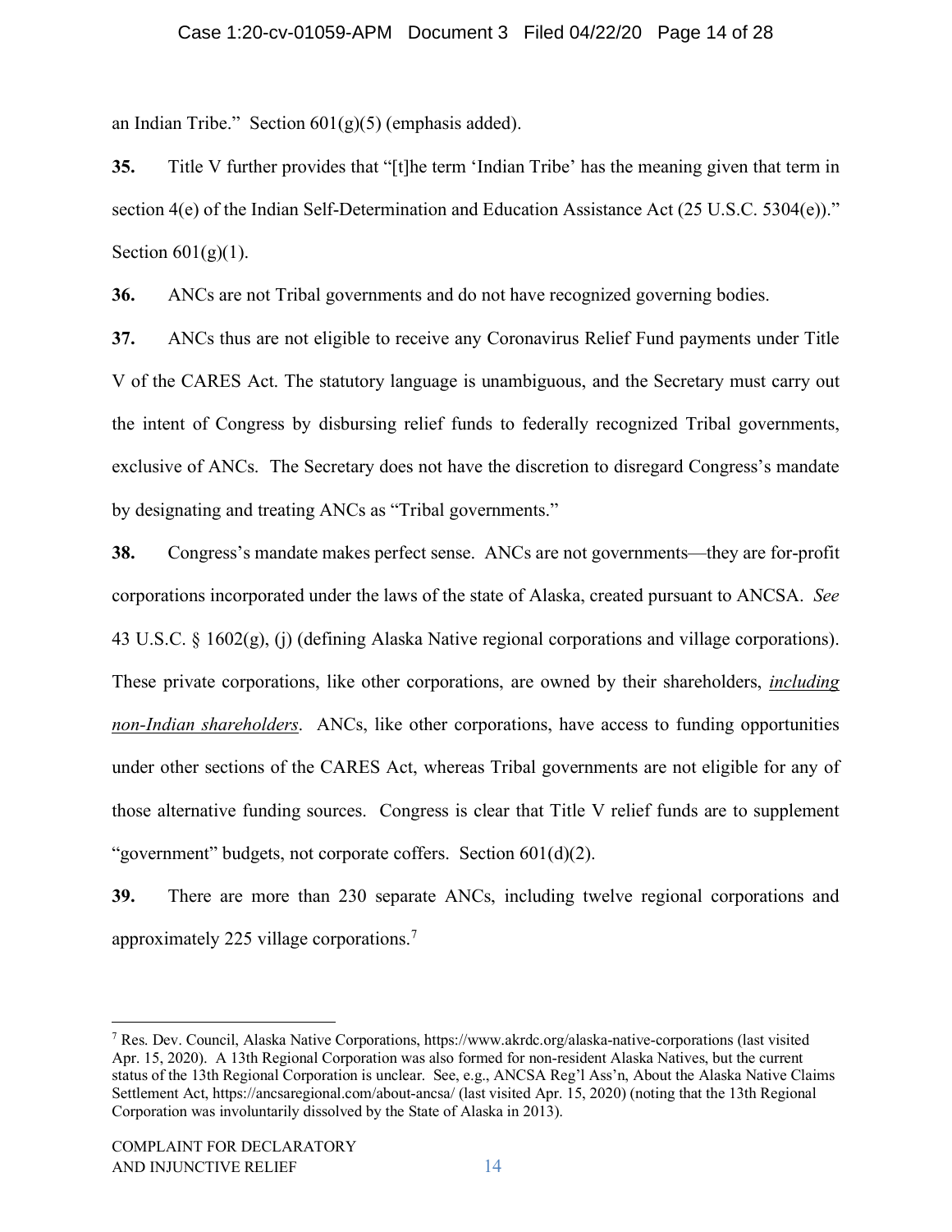an Indian Tribe." Section 601(g)(5) (emphasis added).

**35.** Title V further provides that "[t]he term 'Indian Tribe' has the meaning given that term in section 4(e) of the Indian Self-Determination and Education Assistance Act (25 U.S.C. 5304(e))." Section 601(g)(1).

**36.** ANCs are not Tribal governments and do not have recognized governing bodies.

**37.** ANCs thus are not eligible to receive any Coronavirus Relief Fund payments under Title V of the CARES Act. The statutory language is unambiguous, and the Secretary must carry out the intent of Congress by disbursing relief funds to federally recognized Tribal governments, exclusive of ANCs. The Secretary does not have the discretion to disregard Congress's mandate by designating and treating ANCs as "Tribal governments."

**38.** Congress's mandate makes perfect sense. ANCs are not governments—they are for-profit corporations incorporated under the laws of the state of Alaska, created pursuant to ANCSA. *See* 43 U.S.C. § 1602(g), (j) (defining Alaska Native regional corporations and village corporations). These private corporations, like other corporations, are owned by their shareholders, ***including non-Indian shareholders***. ANCs, like other corporations, have access to funding opportunities under other sections of the CARES Act, whereas Tribal governments are not eligible for any of those alternative funding sources. Congress is clear that Title V relief funds are to supplement "government" budgets, not corporate coffers. Section 601(d)(2).

**39.** There are more than 230 separate ANCs, including twelve regional corporations and approximately 225 village corporations.[7]

---

[7] Res. Dev. Council, Alaska Native Corporations, https://www.akrdc.org/alaska-native-corporations (last visited Apr. 15, 2020). A 13th Regional Corporation was also formed for non-resident Alaska Natives, but the current status of the 13th Regional Corporation is unclear. See, e.g., ANCSA Reg'l Ass'n, About the Alaska Native Claims Settlement Act, https://ancsaregional.com/about-ancsa/ (last visited Apr. 15, 2020) (noting that the 13th Regional Corporation was involuntarily dissolved by the State of Alaska in 2013).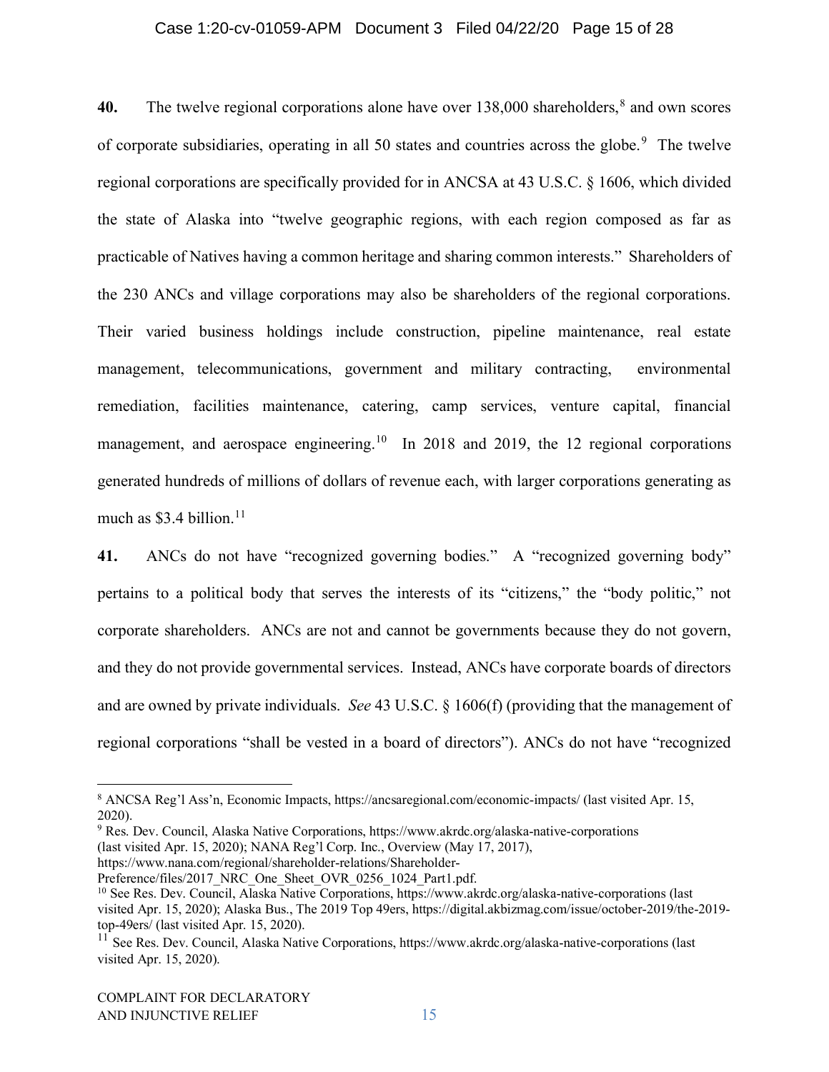**40.** The twelve regional corporations alone have over 138,000 shareholders,[8] and own scores of corporate subsidiaries, operating in all 50 states and countries across the globe.[9] The twelve regional corporations are specifically provided for in ANCSA at 43 U.S.C. § 1606, which divided the state of Alaska into "twelve geographic regions, with each region composed as far as practicable of Natives having a common heritage and sharing common interests." Shareholders of the 230 ANCs and village corporations may also be shareholders of the regional corporations. Their varied business holdings include construction, pipeline maintenance, real estate management, telecommunications, government and military contracting, environmental remediation, facilities maintenance, catering, camp services, venture capital, financial management, and aerospace engineering.[10] In 2018 and 2019, the 12 regional corporations generated hundreds of millions of dollars of revenue each, with larger corporations generating as much as $3.4 billion.[11]

**41.** ANCs do not have "recognized governing bodies." A "recognized governing body" pertains to a political body that serves the interests of its "citizens," the "body politic," not corporate shareholders. ANCs are not and cannot be governments because they do not govern, and they do not provide governmental services. Instead, ANCs have corporate boards of directors and are owned by private individuals. *See* 43 U.S.C. § 1606(f) (providing that the management of regional corporations "shall be vested in a board of directors"). ANCs do not have "recognized

---

[8] ANCSA Reg'l Ass'n, Economic Impacts, https://ancsaregional.com/economic-impacts/ (last visited Apr. 15, 2020).

[9] Res. Dev. Council, Alaska Native Corporations, https://www.akrdc.org/alaska-native-corporations (last visited Apr. 15, 2020); NANA Reg'l Corp. Inc., Overview (May 17, 2017), https://www.nana.com/regional/shareholder-relations/Shareholder-Preference/files/2017_NRC_One_Sheet_OVR_0256_1024_Part1.pdf.

[10] See Res. Dev. Council, Alaska Native Corporations, https://www.akrdc.org/alaska-native-corporations (last visited Apr. 15, 2020); Alaska Bus., The 2019 Top 49ers, https://digital.akbizmag.com/issue/october-2019/the-2019-top-49ers/ (last visited Apr. 15, 2020).

[11] See Res. Dev. Council, Alaska Native Corporations, https://www.akrdc.org/alaska-native-corporations (last visited Apr. 15, 2020).

COMPLAINT FOR DECLARATORY AND INJUNCTIVE RELIEF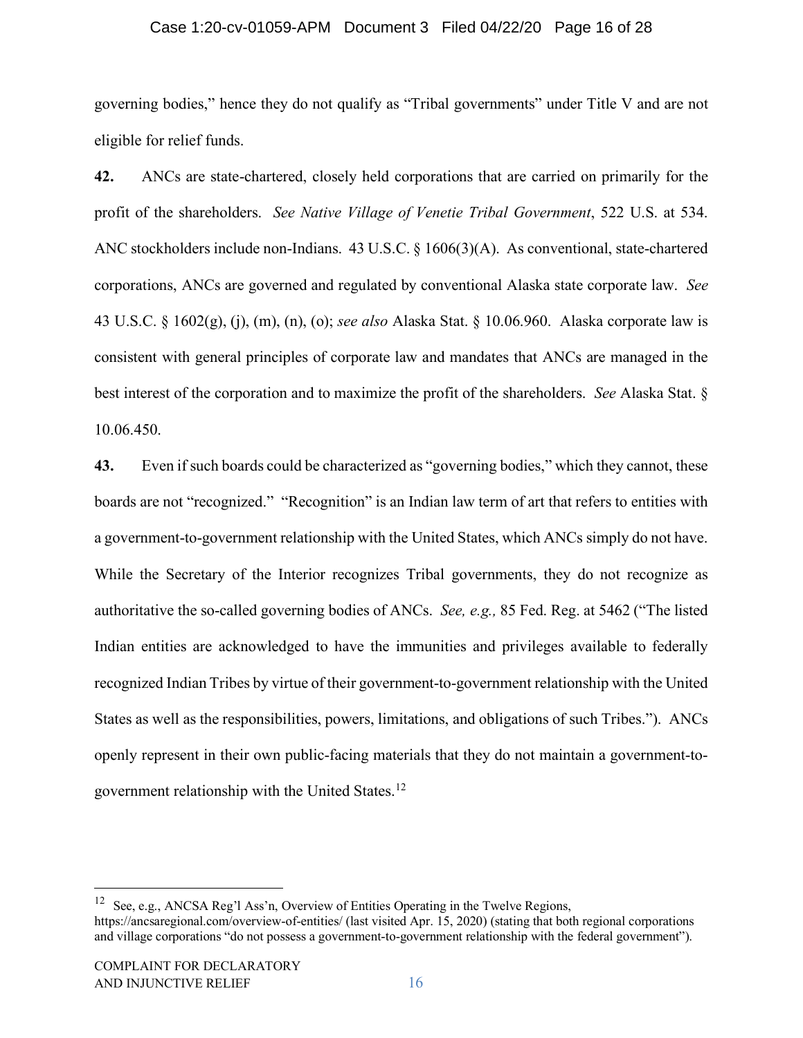governing bodies," hence they do not qualify as "Tribal governments" under Title V and are not eligible for relief funds.

**42.** ANCs are state-chartered, closely held corporations that are carried on primarily for the profit of the shareholders. *See Native Village of Venetie Tribal Government*, 522 U.S. at 534. ANC stockholders include non-Indians. 43 U.S.C. § 1606(3)(A). As conventional, state-chartered corporations, ANCs are governed and regulated by conventional Alaska state corporate law. *See* 43 U.S.C. § 1602(g), (j), (m), (n), (o); *see also* Alaska Stat. § 10.06.960. Alaska corporate law is consistent with general principles of corporate law and mandates that ANCs are managed in the best interest of the corporation and to maximize the profit of the shareholders. *See* Alaska Stat. § 10.06.450.

**43.** Even if such boards could be characterized as "governing bodies," which they cannot, these boards are not "recognized." "Recognition" is an Indian law term of art that refers to entities with a government-to-government relationship with the United States, which ANCs simply do not have. While the Secretary of the Interior recognizes Tribal governments, they do not recognize as authoritative the so-called governing bodies of ANCs. *See, e.g.,* 85 Fed. Reg. at 5462 ("The listed Indian entities are acknowledged to have the immunities and privileges available to federally recognized Indian Tribes by virtue of their government-to-government relationship with the United States as well as the responsibilities, powers, limitations, and obligations of such Tribes."). ANCs openly represent in their own public-facing materials that they do not maintain a government-to-government relationship with the United States.[12]

---

[12] See, e.g., ANCSA Reg'l Ass'n, Overview of Entities Operating in the Twelve Regions, https://ancsaregional.com/overview-of-entities/ (last visited Apr. 15, 2020) (stating that both regional corporations and village corporations "do not possess a government-to-government relationship with the federal government").

COMPLAINT FOR DECLARATORY AND INJUNCTIVE RELIEF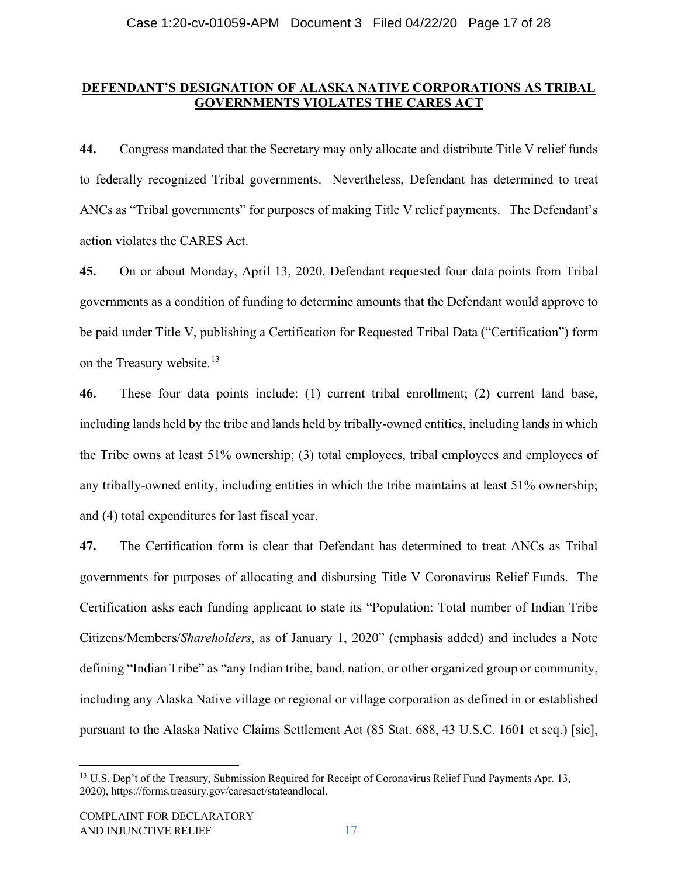**DEFENDANT'S DESIGNATION OF ALASKA NATIVE CORPORATIONS AS TRIBAL GOVERNMENTS VIOLATES THE CARES ACT**

**44.** Congress mandated that the Secretary may only allocate and distribute Title V relief funds to federally recognized Tribal governments. Nevertheless, Defendant has determined to treat ANCs as "Tribal governments" for purposes of making Title V relief payments. The Defendant's action violates the CARES Act.

**45.** On or about Monday, April 13, 2020, Defendant requested four data points from Tribal governments as a condition of funding to determine amounts that the Defendant would approve to be paid under Title V, publishing a Certification for Requested Tribal Data ("Certification") form on the Treasury website.[13]

**46.** These four data points include: (1) current tribal enrollment; (2) current land base, including lands held by the tribe and lands held by tribally-owned entities, including lands in which the Tribe owns at least 51% ownership; (3) total employees, tribal employees and employees of any tribally-owned entity, including entities in which the tribe maintains at least 51% ownership; and (4) total expenditures for last fiscal year.

**47.** The Certification form is clear that Defendant has determined to treat ANCs as Tribal governments for purposes of allocating and disbursing Title V Coronavirus Relief Funds. The Certification asks each funding applicant to state its "Population: Total number of Indian Tribe Citizens/Members/*Shareholders*, as of January 1, 2020" (emphasis added) and includes a Note defining "Indian Tribe" as "any Indian tribe, band, nation, or other organized group or community, including any Alaska Native village or regional or village corporation as defined in or established pursuant to the Alaska Native Claims Settlement Act (85 Stat. 688, 43 U.S.C. 1601 et seq.) [sic],

---

[13] U.S. Dep't of the Treasury, Submission Required for Receipt of Coronavirus Relief Fund Payments Apr. 13, 2020), https://forms.treasury.gov/caresact/stateandlocal.

COMPLAINT FOR DECLARATORY AND INJUNCTIVE RELIEF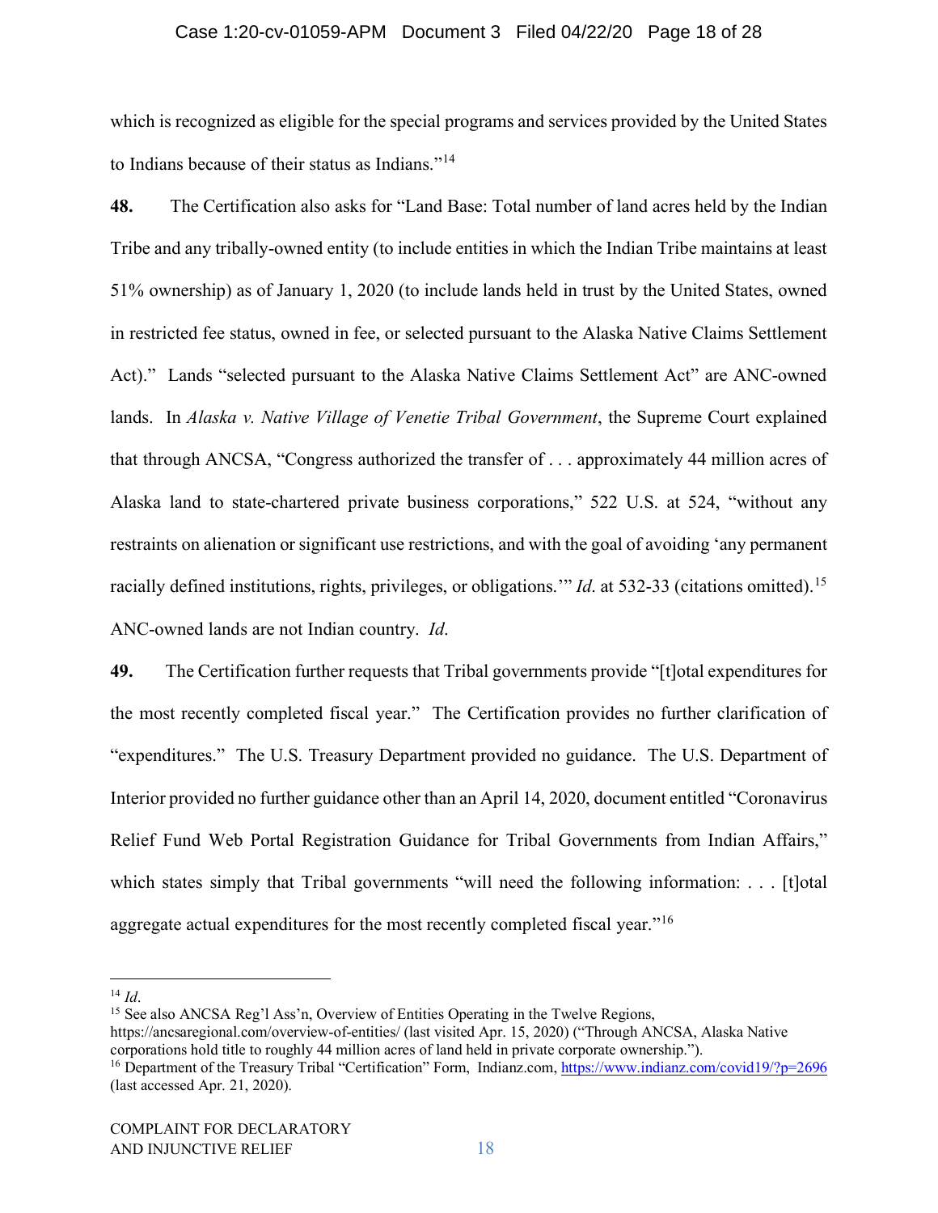which is recognized as eligible for the special programs and services provided by the United States to Indians because of their status as Indians."[14]

**48.** The Certification also asks for "Land Base: Total number of land acres held by the Indian Tribe and any tribally-owned entity (to include entities in which the Indian Tribe maintains at least 51% ownership) as of January 1, 2020 (to include lands held in trust by the United States, owned in restricted fee status, owned in fee, or selected pursuant to the Alaska Native Claims Settlement Act)." Lands "selected pursuant to the Alaska Native Claims Settlement Act" are ANC-owned lands. In *Alaska v. Native Village of Venetie Tribal Government*, the Supreme Court explained that through ANCSA, "Congress authorized the transfer of . . . approximately 44 million acres of Alaska land to state-chartered private business corporations," 522 U.S. at 524, "without any restraints on alienation or significant use restrictions, and with the goal of avoiding 'any permanent racially defined institutions, rights, privileges, or obligations.'" *Id*. at 532-33 (citations omitted).[15] ANC-owned lands are not Indian country. *Id*.

**49.** The Certification further requests that Tribal governments provide "[t]otal expenditures for the most recently completed fiscal year." The Certification provides no further clarification of "expenditures." The U.S. Treasury Department provided no guidance. The U.S. Department of Interior provided no further guidance other than an April 14, 2020, document entitled "Coronavirus Relief Fund Web Portal Registration Guidance for Tribal Governments from Indian Affairs," which states simply that Tribal governments "will need the following information: . . . [t]otal aggregate actual expenditures for the most recently completed fiscal year."[16]

---

[14] *Id*.

[15] See also ANCSA Reg'l Ass'n, Overview of Entities Operating in the Twelve Regions, https://ancsaregional.com/overview-of-entities/ (last visited Apr. 15, 2020) ("Through ANCSA, Alaska Native corporations hold title to roughly 44 million acres of land held in private corporate ownership.").

[16] Department of the Treasury Tribal "Certification" Form, Indianz.com, https://www.indianz.com/covid19/?p=2696 (last accessed Apr. 21, 2020).

COMPLAINT FOR DECLARATORY AND INJUNCTIVE RELIEF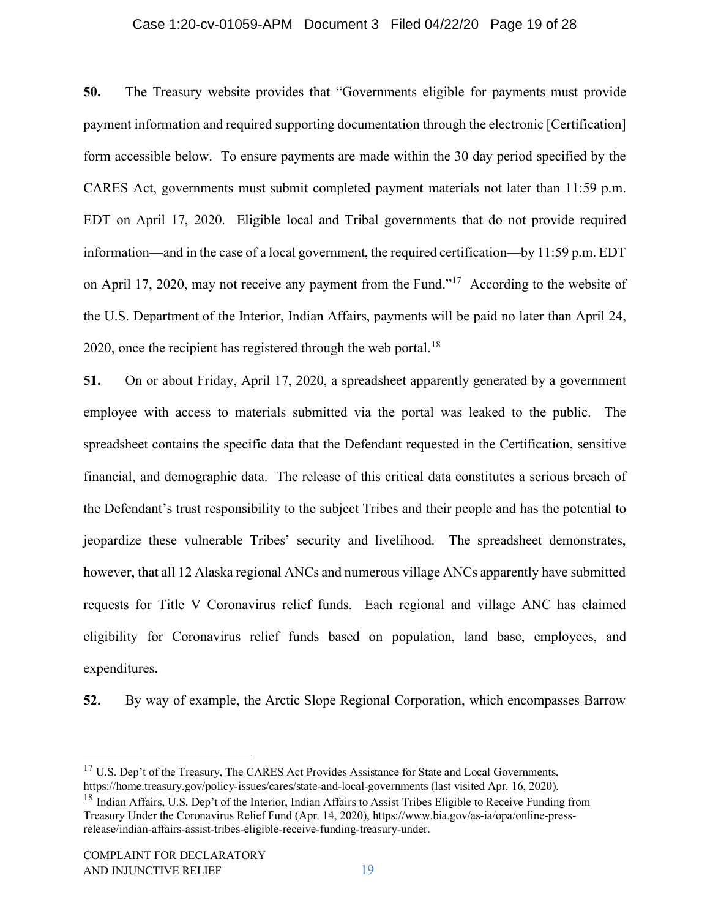**50.** The Treasury website provides that "Governments eligible for payments must provide payment information and required supporting documentation through the electronic [Certification] form accessible below. To ensure payments are made within the 30 day period specified by the CARES Act, governments must submit completed payment materials not later than 11:59 p.m. EDT on April 17, 2020. Eligible local and Tribal governments that do not provide required information—and in the case of a local government, the required certification—by 11:59 p.m. EDT on April 17, 2020, may not receive any payment from the Fund."[17] According to the website of the U.S. Department of the Interior, Indian Affairs, payments will be paid no later than April 24, 2020, once the recipient has registered through the web portal.[18]

**51.** On or about Friday, April 17, 2020, a spreadsheet apparently generated by a government employee with access to materials submitted via the portal was leaked to the public. The spreadsheet contains the specific data that the Defendant requested in the Certification, sensitive financial, and demographic data. The release of this critical data constitutes a serious breach of the Defendant's trust responsibility to the subject Tribes and their people and has the potential to jeopardize these vulnerable Tribes' security and livelihood. The spreadsheet demonstrates, however, that all 12 Alaska regional ANCs and numerous village ANCs apparently have submitted requests for Title V Coronavirus relief funds. Each regional and village ANC has claimed eligibility for Coronavirus relief funds based on population, land base, employees, and expenditures.

**52.** By way of example, the Arctic Slope Regional Corporation, which encompasses Barrow

---

[17] U.S. Dep't of the Treasury, The CARES Act Provides Assistance for State and Local Governments, https://home.treasury.gov/policy-issues/cares/state-and-local-governments (last visited Apr. 16, 2020).

[18] Indian Affairs, U.S. Dep't of the Interior, Indian Affairs to Assist Tribes Eligible to Receive Funding from Treasury Under the Coronavirus Relief Fund (Apr. 14, 2020), https://www.bia.gov/as-ia/opa/online-press-release/indian-affairs-assist-tribes-eligible-receive-funding-treasury-under.

COMPLAINT FOR DECLARATORY AND INJUNCTIVE RELIEF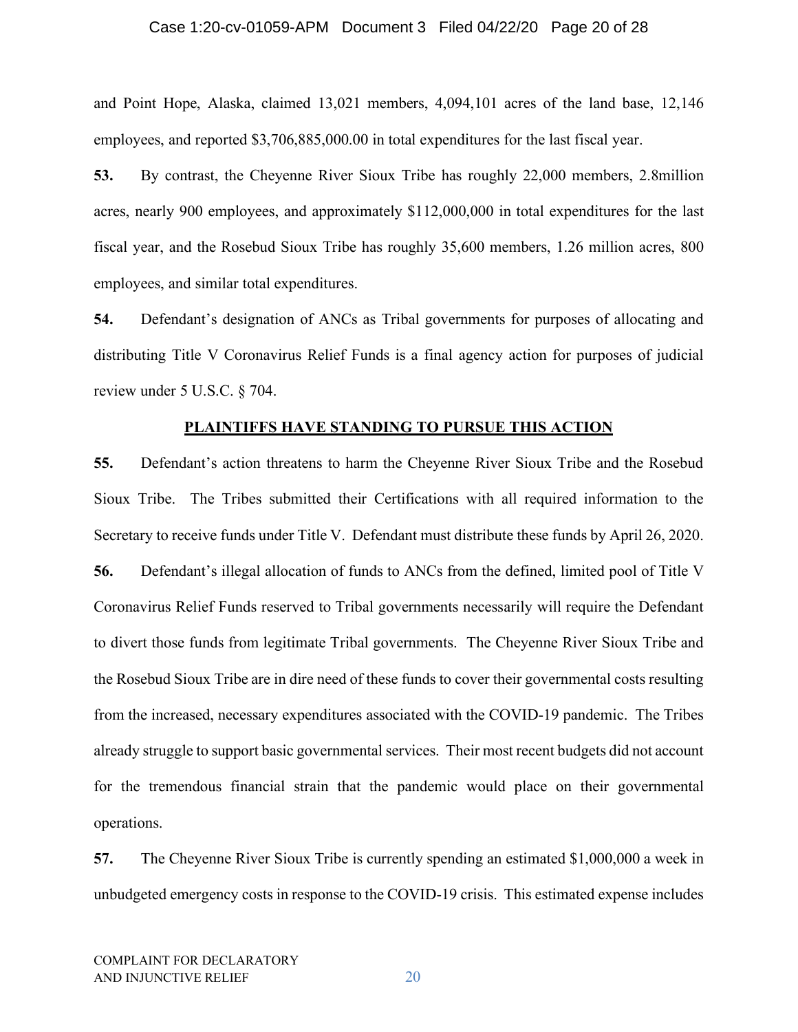and Point Hope, Alaska, claimed 13,021 members, 4,094,101 acres of the land base, 12,146 employees, and reported $3,706,885,000.00 in total expenditures for the last fiscal year.

**53.** By contrast, the Cheyenne River Sioux Tribe has roughly 22,000 members, 2.8million acres, nearly 900 employees, and approximately $112,000,000 in total expenditures for the last fiscal year, and the Rosebud Sioux Tribe has roughly 35,600 members, 1.26 million acres, 800 employees, and similar total expenditures.

**54.** Defendant's designation of ANCs as Tribal governments for purposes of allocating and distributing Title V Coronavirus Relief Funds is a final agency action for purposes of judicial review under 5 U.S.C. § 704.

## <u>PLAINTIFFS HAVE STANDING TO PURSUE THIS ACTION</u>

**55.** Defendant's action threatens to harm the Cheyenne River Sioux Tribe and the Rosebud Sioux Tribe. The Tribes submitted their Certifications with all required information to the Secretary to receive funds under Title V. Defendant must distribute these funds by April 26, 2020.

**56.** Defendant's illegal allocation of funds to ANCs from the defined, limited pool of Title V Coronavirus Relief Funds reserved to Tribal governments necessarily will require the Defendant to divert those funds from legitimate Tribal governments. The Cheyenne River Sioux Tribe and the Rosebud Sioux Tribe are in dire need of these funds to cover their governmental costs resulting from the increased, necessary expenditures associated with the COVID-19 pandemic. The Tribes already struggle to support basic governmental services. Their most recent budgets did not account for the tremendous financial strain that the pandemic would place on their governmental operations.

**57.** The Cheyenne River Sioux Tribe is currently spending an estimated $1,000,000 a week in unbudgeted emergency costs in response to the COVID-19 crisis. This estimated expense includes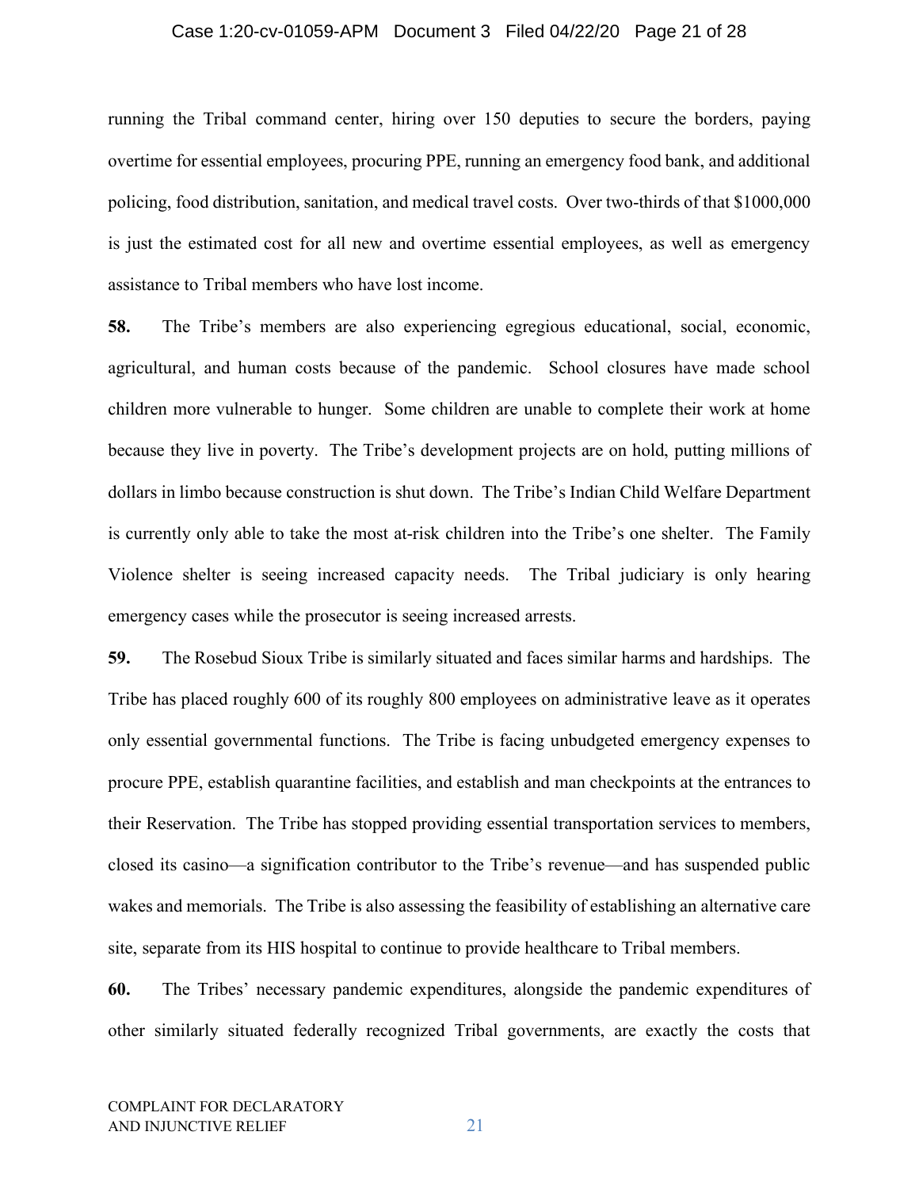running the Tribal command center, hiring over 150 deputies to secure the borders, paying overtime for essential employees, procuring PPE, running an emergency food bank, and additional policing, food distribution, sanitation, and medical travel costs. Over two-thirds of that $1000,000 is just the estimated cost for all new and overtime essential employees, as well as emergency assistance to Tribal members who have lost income.

**58.** The Tribe's members are also experiencing egregious educational, social, economic, agricultural, and human costs because of the pandemic. School closures have made school children more vulnerable to hunger. Some children are unable to complete their work at home because they live in poverty. The Tribe's development projects are on hold, putting millions of dollars in limbo because construction is shut down. The Tribe's Indian Child Welfare Department is currently only able to take the most at-risk children into the Tribe's one shelter. The Family Violence shelter is seeing increased capacity needs. The Tribal judiciary is only hearing emergency cases while the prosecutor is seeing increased arrests.

**59.** The Rosebud Sioux Tribe is similarly situated and faces similar harms and hardships. The Tribe has placed roughly 600 of its roughly 800 employees on administrative leave as it operates only essential governmental functions. The Tribe is facing unbudgeted emergency expenses to procure PPE, establish quarantine facilities, and establish and man checkpoints at the entrances to their Reservation. The Tribe has stopped providing essential transportation services to members, closed its casino—a signification contributor to the Tribe's revenue—and has suspended public wakes and memorials. The Tribe is also assessing the feasibility of establishing an alternative care site, separate from its HIS hospital to continue to provide healthcare to Tribal members.

**60.** The Tribes' necessary pandemic expenditures, alongside the pandemic expenditures of other similarly situated federally recognized Tribal governments, are exactly the costs that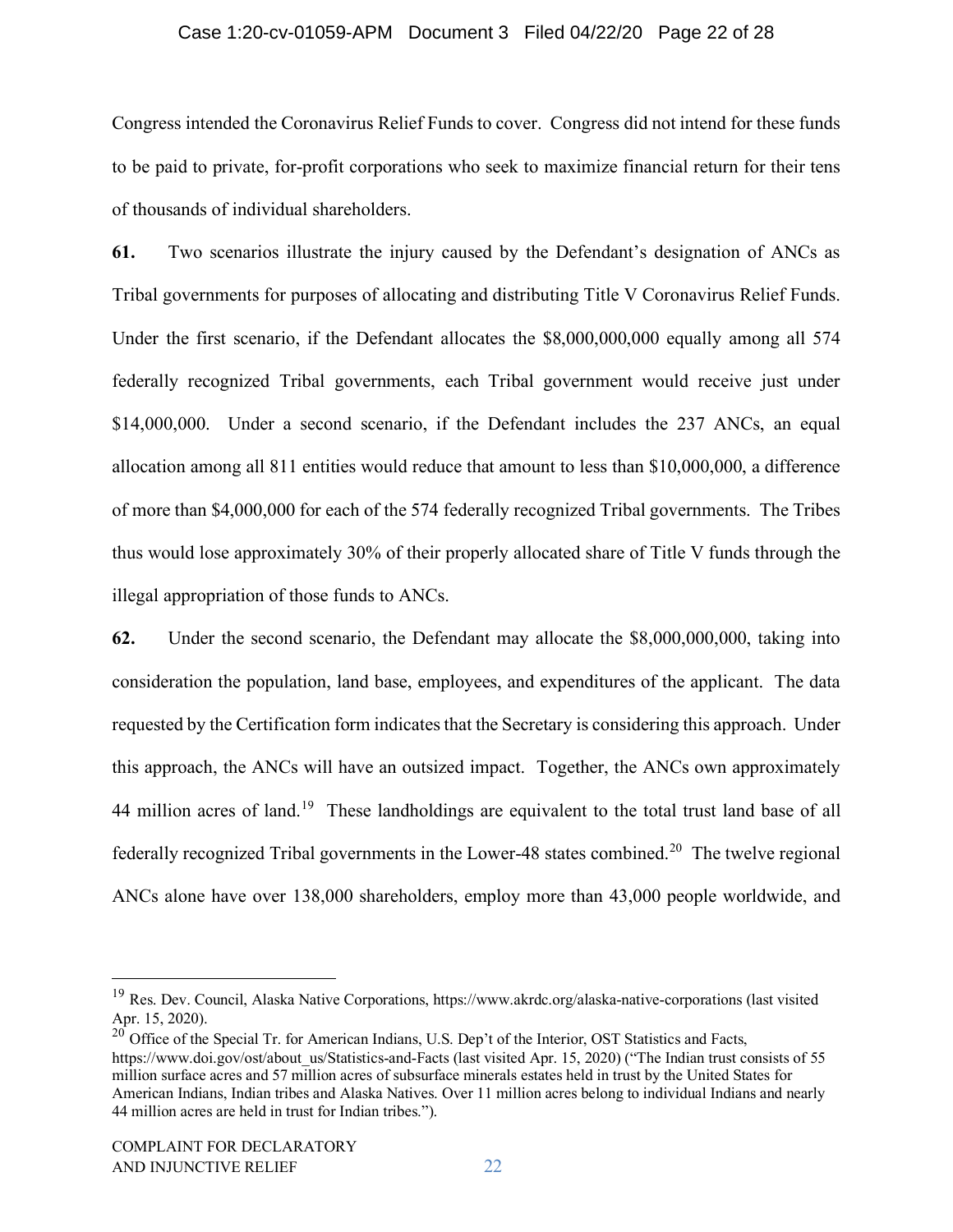Congress intended the Coronavirus Relief Funds to cover. Congress did not intend for these funds to be paid to private, for-profit corporations who seek to maximize financial return for their tens of thousands of individual shareholders.

**61.** Two scenarios illustrate the injury caused by the Defendant's designation of ANCs as Tribal governments for purposes of allocating and distributing Title V Coronavirus Relief Funds. Under the first scenario, if the Defendant allocates the $8,000,000,000 equally among all 574 federally recognized Tribal governments, each Tribal government would receive just under $14,000,000. Under a second scenario, if the Defendant includes the 237 ANCs, an equal allocation among all 811 entities would reduce that amount to less than $10,000,000, a difference of more than $4,000,000 for each of the 574 federally recognized Tribal governments. The Tribes thus would lose approximately 30% of their properly allocated share of Title V funds through the illegal appropriation of those funds to ANCs.

**62.** Under the second scenario, the Defendant may allocate the $8,000,000,000, taking into consideration the population, land base, employees, and expenditures of the applicant. The data requested by the Certification form indicates that the Secretary is considering this approach. Under this approach, the ANCs will have an outsized impact. Together, the ANCs own approximately 44 million acres of land.[19] These landholdings are equivalent to the total trust land base of all federally recognized Tribal governments in the Lower-48 states combined.[20] The twelve regional ANCs alone have over 138,000 shareholders, employ more than 43,000 people worldwide, and

---

[19] Res. Dev. Council, Alaska Native Corporations, https://www.akrdc.org/alaska-native-corporations (last visited Apr. 15, 2020).

[20] Office of the Special Tr. for American Indians, U.S. Dep't of the Interior, OST Statistics and Facts, https://www.doi.gov/ost/about_us/Statistics-and-Facts (last visited Apr. 15, 2020) ("The Indian trust consists of 55 million surface acres and 57 million acres of subsurface minerals estates held in trust by the United States for American Indians, Indian tribes and Alaska Natives. Over 11 million acres belong to individual Indians and nearly 44 million acres are held in trust for Indian tribes.").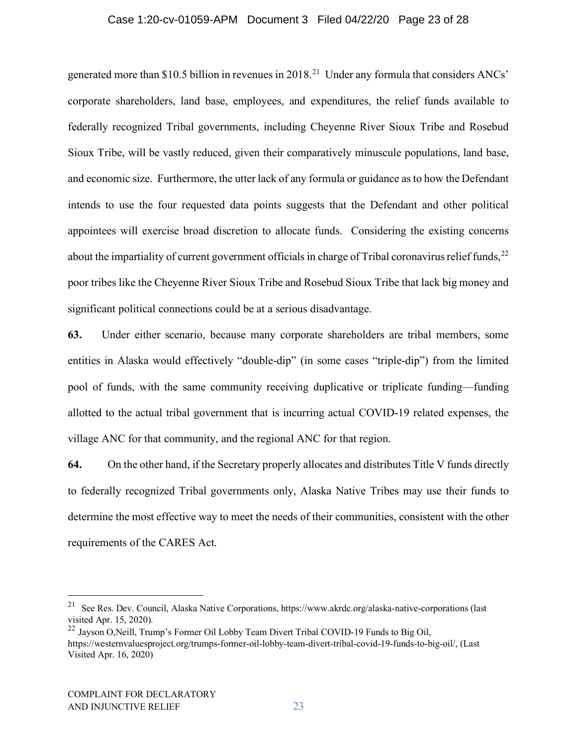generated more than $10.5 billion in revenues in 2018.[21] Under any formula that considers ANCs' corporate shareholders, land base, employees, and expenditures, the relief funds available to federally recognized Tribal governments, including Cheyenne River Sioux Tribe and Rosebud Sioux Tribe, will be vastly reduced, given their comparatively minuscule populations, land base, and economic size. Furthermore, the utter lack of any formula or guidance as to how the Defendant intends to use the four requested data points suggests that the Defendant and other political appointees will exercise broad discretion to allocate funds. Considering the existing concerns about the impartiality of current government officials in charge of Tribal coronavirus relief funds,[22] poor tribes like the Cheyenne River Sioux Tribe and Rosebud Sioux Tribe that lack big money and significant political connections could be at a serious disadvantage.

**63.** Under either scenario, because many corporate shareholders are tribal members, some entities in Alaska would effectively "double-dip" (in some cases "triple-dip") from the limited pool of funds, with the same community receiving duplicative or triplicate funding—funding allotted to the actual tribal government that is incurring actual COVID-19 related expenses, the village ANC for that community, and the regional ANC for that region.

**64.** On the other hand, if the Secretary properly allocates and distributes Title V funds directly to federally recognized Tribal governments only, Alaska Native Tribes may use their funds to determine the most effective way to meet the needs of their communities, consistent with the other requirements of the CARES Act.

---

[21] See Res. Dev. Council, Alaska Native Corporations, https://www.akrdc.org/alaska-native-corporations (last visited Apr. 15, 2020).

[22] Jayson O,Neill, Trump's Former Oil Lobby Team Divert Tribal COVID-19 Funds to Big Oil, https://westernvaluesproject.org/trumps-former-oil-lobby-team-divert-tribal-covid-19-funds-to-big-oil/, (Last Visited Apr. 16, 2020)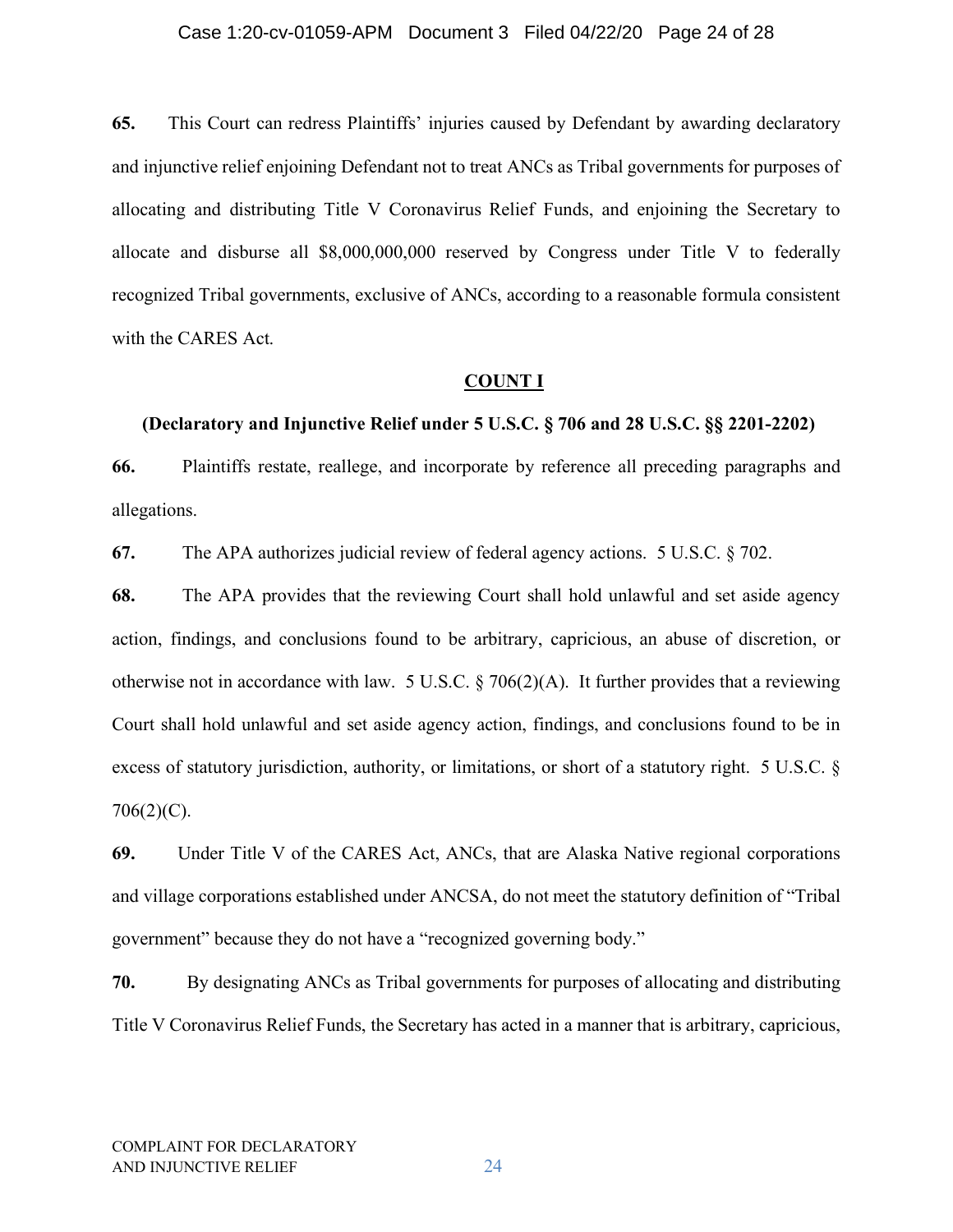**65.** This Court can redress Plaintiffs' injuries caused by Defendant by awarding declaratory and injunctive relief enjoining Defendant not to treat ANCs as Tribal governments for purposes of allocating and distributing Title V Coronavirus Relief Funds, and enjoining the Secretary to allocate and disburse all $8,000,000,000 reserved by Congress under Title V to federally recognized Tribal governments, exclusive of ANCs, according to a reasonable formula consistent with the CARES Act.

## COUNT I

### (Declaratory and Injunctive Relief under 5 U.S.C. § 706 and 28 U.S.C. §§ 2201-2202)

**66.** Plaintiffs restate, reallege, and incorporate by reference all preceding paragraphs and allegations.

**67.** The APA authorizes judicial review of federal agency actions. 5 U.S.C. § 702.

**68.** The APA provides that the reviewing Court shall hold unlawful and set aside agency action, findings, and conclusions found to be arbitrary, capricious, an abuse of discretion, or otherwise not in accordance with law. 5 U.S.C. § 706(2)(A). It further provides that a reviewing Court shall hold unlawful and set aside agency action, findings, and conclusions found to be in excess of statutory jurisdiction, authority, or limitations, or short of a statutory right. 5 U.S.C. § 706(2)(C).

**69.** Under Title V of the CARES Act, ANCs, that are Alaska Native regional corporations and village corporations established under ANCSA, do not meet the statutory definition of "Tribal government" because they do not have a "recognized governing body."

**70.** By designating ANCs as Tribal governments for purposes of allocating and distributing Title V Coronavirus Relief Funds, the Secretary has acted in a manner that is arbitrary, capricious,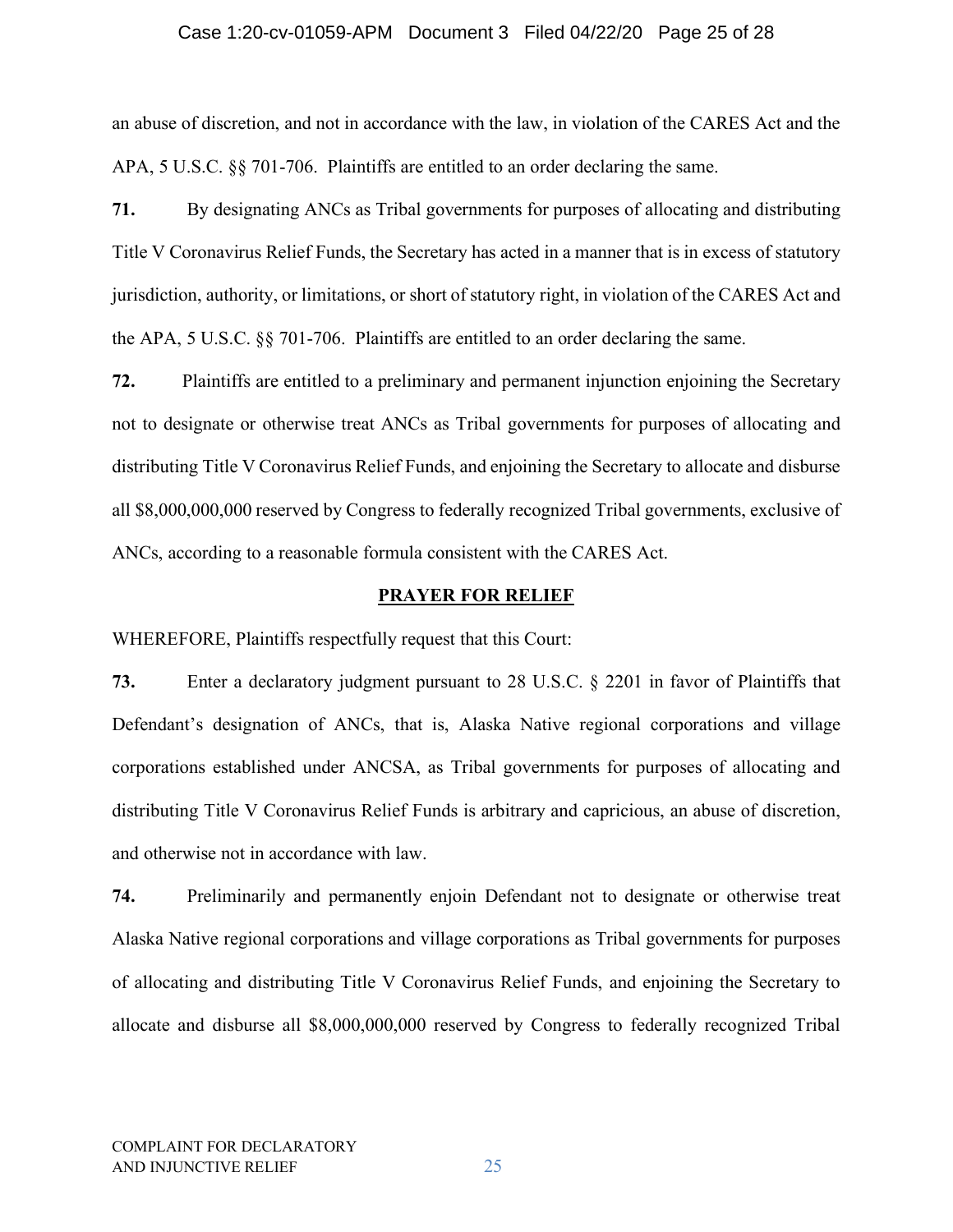an abuse of discretion, and not in accordance with the law, in violation of the CARES Act and the APA, 5 U.S.C. §§ 701-706. Plaintiffs are entitled to an order declaring the same.

**71.** By designating ANCs as Tribal governments for purposes of allocating and distributing Title V Coronavirus Relief Funds, the Secretary has acted in a manner that is in excess of statutory jurisdiction, authority, or limitations, or short of statutory right, in violation of the CARES Act and the APA, 5 U.S.C. §§ 701-706. Plaintiffs are entitled to an order declaring the same.

**72.** Plaintiffs are entitled to a preliminary and permanent injunction enjoining the Secretary not to designate or otherwise treat ANCs as Tribal governments for purposes of allocating and distributing Title V Coronavirus Relief Funds, and enjoining the Secretary to allocate and disburse all $8,000,000,000 reserved by Congress to federally recognized Tribal governments, exclusive of ANCs, according to a reasonable formula consistent with the CARES Act.

## PRAYER FOR RELIEF

WHEREFORE, Plaintiffs respectfully request that this Court:

**73.** Enter a declaratory judgment pursuant to 28 U.S.C. § 2201 in favor of Plaintiffs that Defendant's designation of ANCs, that is, Alaska Native regional corporations and village corporations established under ANCSA, as Tribal governments for purposes of allocating and distributing Title V Coronavirus Relief Funds is arbitrary and capricious, an abuse of discretion, and otherwise not in accordance with law.

**74.** Preliminarily and permanently enjoin Defendant not to designate or otherwise treat Alaska Native regional corporations and village corporations as Tribal governments for purposes of allocating and distributing Title V Coronavirus Relief Funds, and enjoining the Secretary to allocate and disburse all $8,000,000,000 reserved by Congress to federally recognized Tribal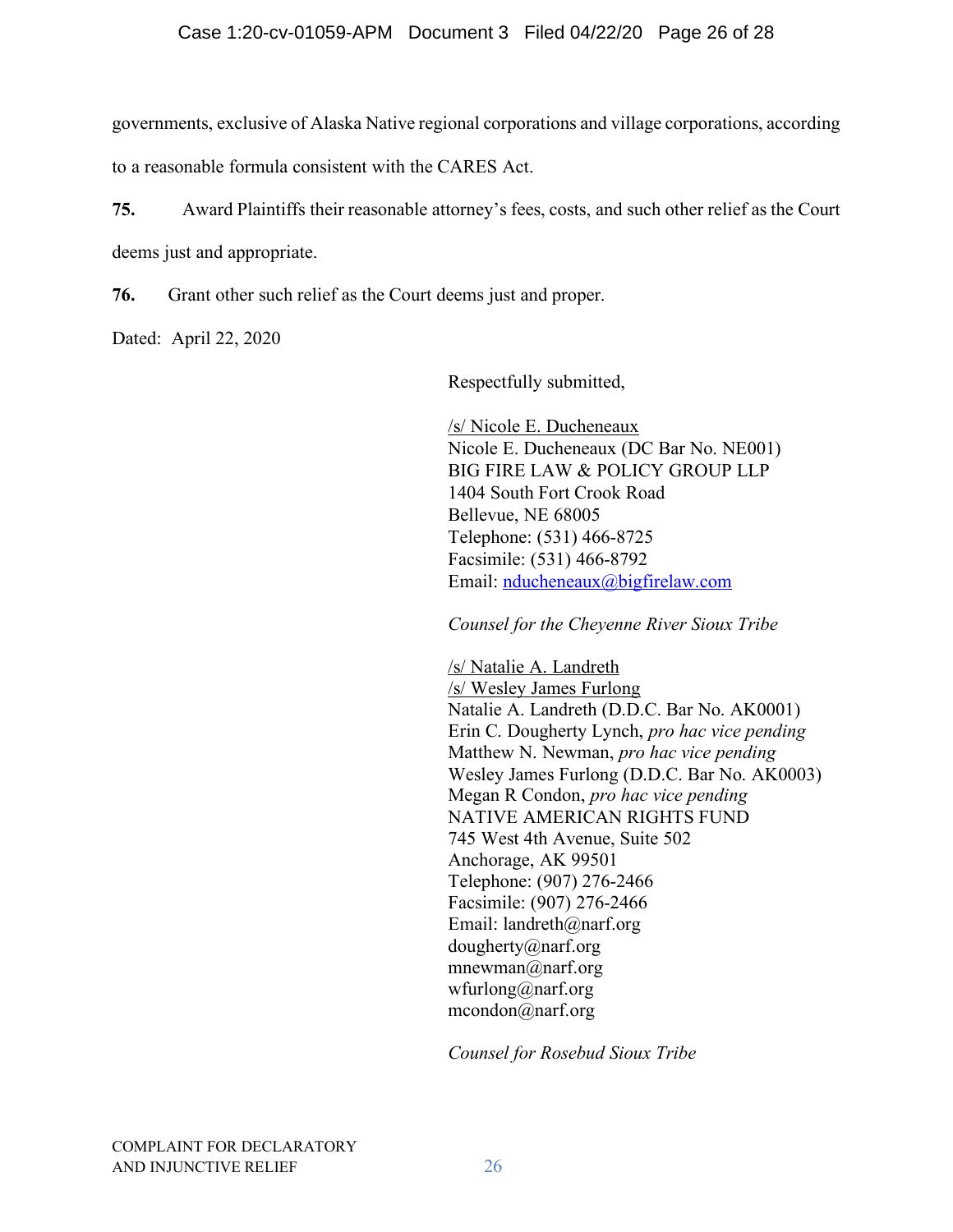governments, exclusive of Alaska Native regional corporations and village corporations, according to a reasonable formula consistent with the CARES Act.

**75.** Award Plaintiffs their reasonable attorney's fees, costs, and such other relief as the Court deems just and appropriate.

**76.** Grant other such relief as the Court deems just and proper.

Dated: April 22, 2020

Respectfully submitted,

/s/ Nicole E. Ducheneaux
Nicole E. Ducheneaux (DC Bar No. NE001)
BIG FIRE LAW & POLICY GROUP LLP
1404 South Fort Crook Road
Bellevue, NE 68005
Telephone: (531) 466-8725
Facsimile: (531) 466-8792
Email: nducheneaux@bigfirelaw.com

*Counsel for the Cheyenne River Sioux Tribe*

/s/ Natalie A. Landreth
/s/ Wesley James Furlong
Natalie A. Landreth (D.D.C. Bar No. AK0001)
Erin C. Dougherty Lynch, *pro hac vice pending*
Matthew N. Newman, *pro hac vice pending*
Wesley James Furlong (D.D.C. Bar No. AK0003)
Megan R Condon, *pro hac vice pending*
NATIVE AMERICAN RIGHTS FUND
745 West 4th Avenue, Suite 502
Anchorage, AK 99501
Telephone: (907) 276-2466
Facsimile: (907) 276-2466
Email: landreth@narf.org
dougherty@narf.org
mnewman@narf.org
wfurlong@narf.org
mcondon@narf.org

*Counsel for Rosebud Sioux Tribe*

COMPLAINT FOR DECLARATORY AND INJUNCTIVE RELIEF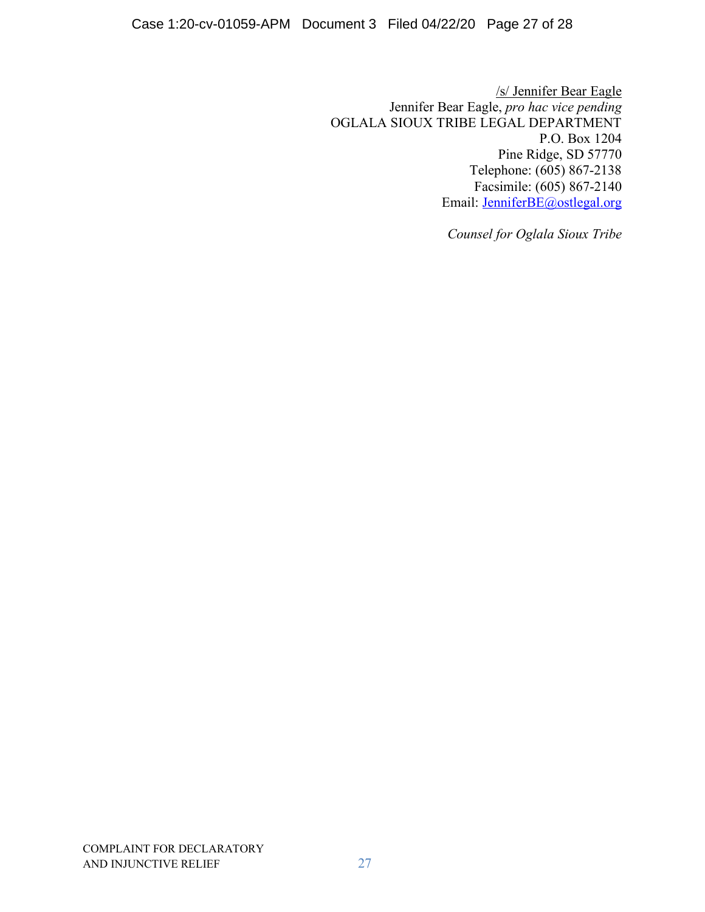/s/ Jennifer Bear Eagle
Jennifer Bear Eagle, *pro hac vice pending*
OGLALA SIOUX TRIBE LEGAL DEPARTMENT
P.O. Box 1204
Pine Ridge, SD 57770
Telephone: (605) 867-2138
Facsimile: (605) 867-2140
Email: JenniferBE@ostlegal.org

*Counsel for Oglala Sioux Tribe*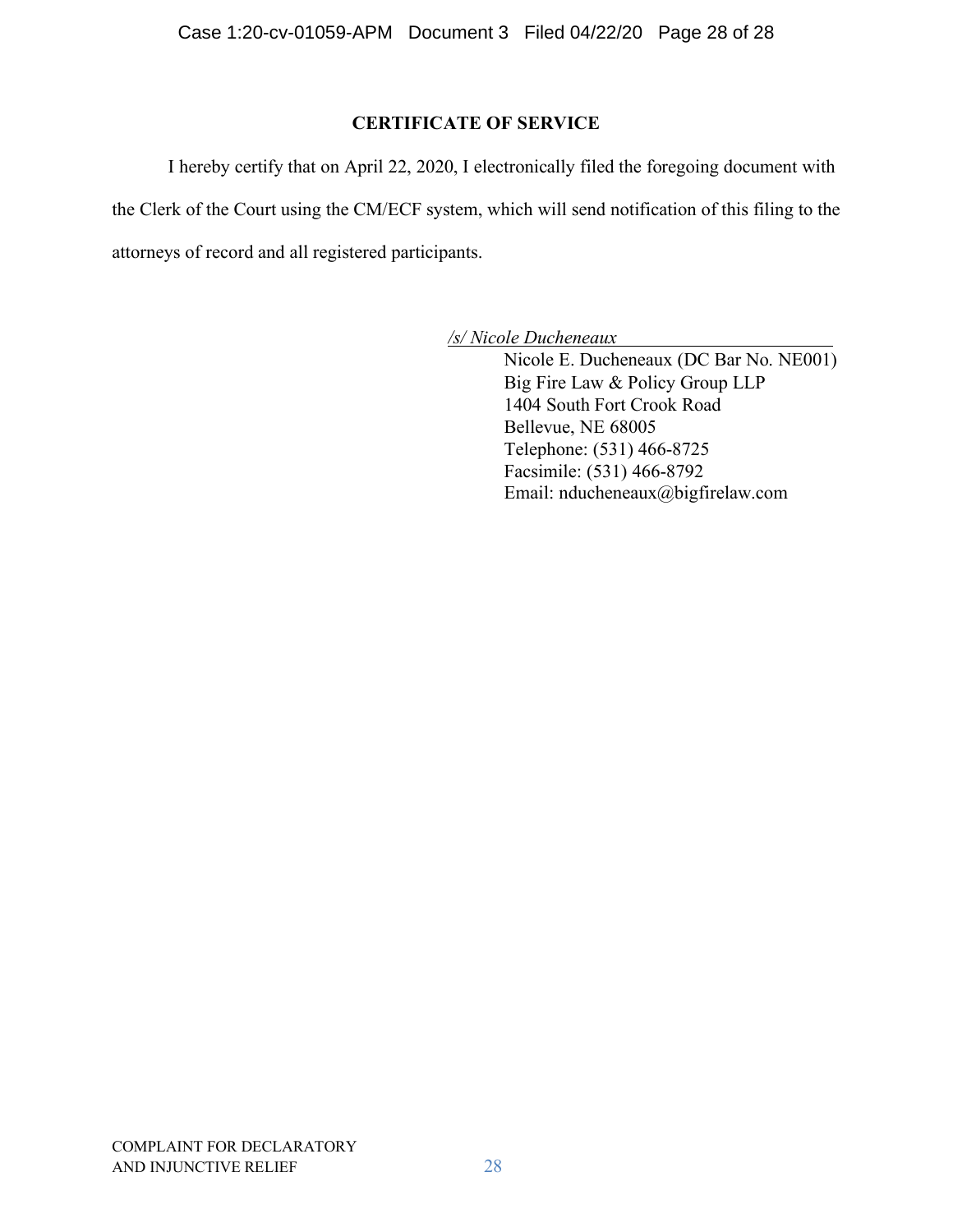## CERTIFICATE OF SERVICE

I hereby certify that on April 22, 2020, I electronically filed the foregoing document with the Clerk of the Court using the CM/ECF system, which will send notification of this filing to the attorneys of record and all registered participants.

*/s/ Nicole Ducheneaux*
Nicole E. Ducheneaux (DC Bar No. NE001)
Big Fire Law & Policy Group LLP
1404 South Fort Crook Road
Bellevue, NE 68005
Telephone: (531) 466-8725
Facsimile: (531) 466-8792
Email: nducheneaux@bigfirelaw.com